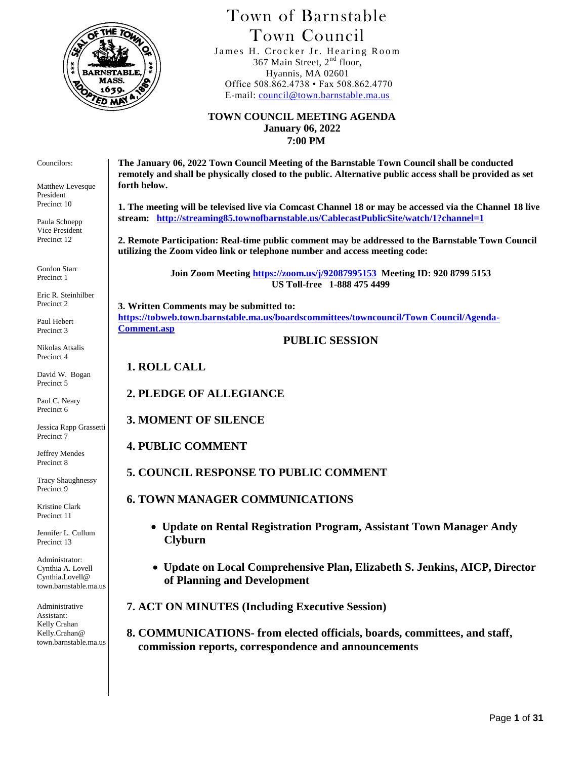# Town of Barnstable
# Town Council

James H. Crocker Jr. Hearing Room
367 Main Street, 2nd floor,
Hyannis, MA 02601
Office 508.862.4738 • Fax 508.862.4770
E-mail: council@town.barnstable.ma.us

**TOWN COUNCIL MEETING AGENDA**
**January 06, 2022**
**7:00 PM**

Councilors:

Matthew Levesque
President
Precinct 10

Paula Schnepp
Vice President
Precinct 12

Gordon Starr
Precinct 1

Eric R. Steinhilber
Precinct 2

Paul Hebert
Precinct 3

Nikolas Atsalis
Precinct 4

David W. Bogan
Precinct 5

Paul C. Neary
Precinct 6

Jessica Rapp Grassetti
Precinct 7

Jeffrey Mendes
Precinct 8

Tracy Shaughnessy
Precinct 9

Kristine Clark
Precinct 11

Jennifer L. Cullum
Precinct 13

Administrator:
Cynthia A. Lovell
Cynthia.Lovell@
town.barnstable.ma.us

Administrative
Assistant:
Kelly Crahan
Kelly.Crahan@
town.barnstable.ma.us

**The January 06, 2022 Town Council Meeting of the Barnstable Town Council shall be conducted remotely and shall be physically closed to the public. Alternative public access shall be provided as set forth below.**

**1. The meeting will be televised live via Comcast Channel 18 or may be accessed via the Channel 18 live stream: http://streaming85.townofbarnstable.us/CablecastPublicSite/watch/1?channel=1**

**2. Remote Participation: Real-time public comment may be addressed to the Barnstable Town Council utilizing the Zoom video link or telephone number and access meeting code:**

**Join Zoom Meeting https://zoom.us/j/92087995153 Meeting ID: 920 8799 5153**
**US Toll-free 1-888 475 4499**

**3. Written Comments may be submitted to:**
**https://tobweb.town.barnstable.ma.us/boardscommittees/towncouncil/Town Council/Agenda-Comment.asp**

## PUBLIC SESSION

### 1. ROLL CALL

### 2. PLEDGE OF ALLEGIANCE

### 3. MOMENT OF SILENCE

### 4. PUBLIC COMMENT

### 5. COUNCIL RESPONSE TO PUBLIC COMMENT

### 6. TOWN MANAGER COMMUNICATIONS

- **Update on Rental Registration Program, Assistant Town Manager Andy Clyburn**
- **Update on Local Comprehensive Plan, Elizabeth S. Jenkins, AICP, Director of Planning and Development**

### 7. ACT ON MINUTES (Including Executive Session)

### 8. COMMUNICATIONS- from elected officials, boards, committees, and staff, commission reports, correspondence and announcements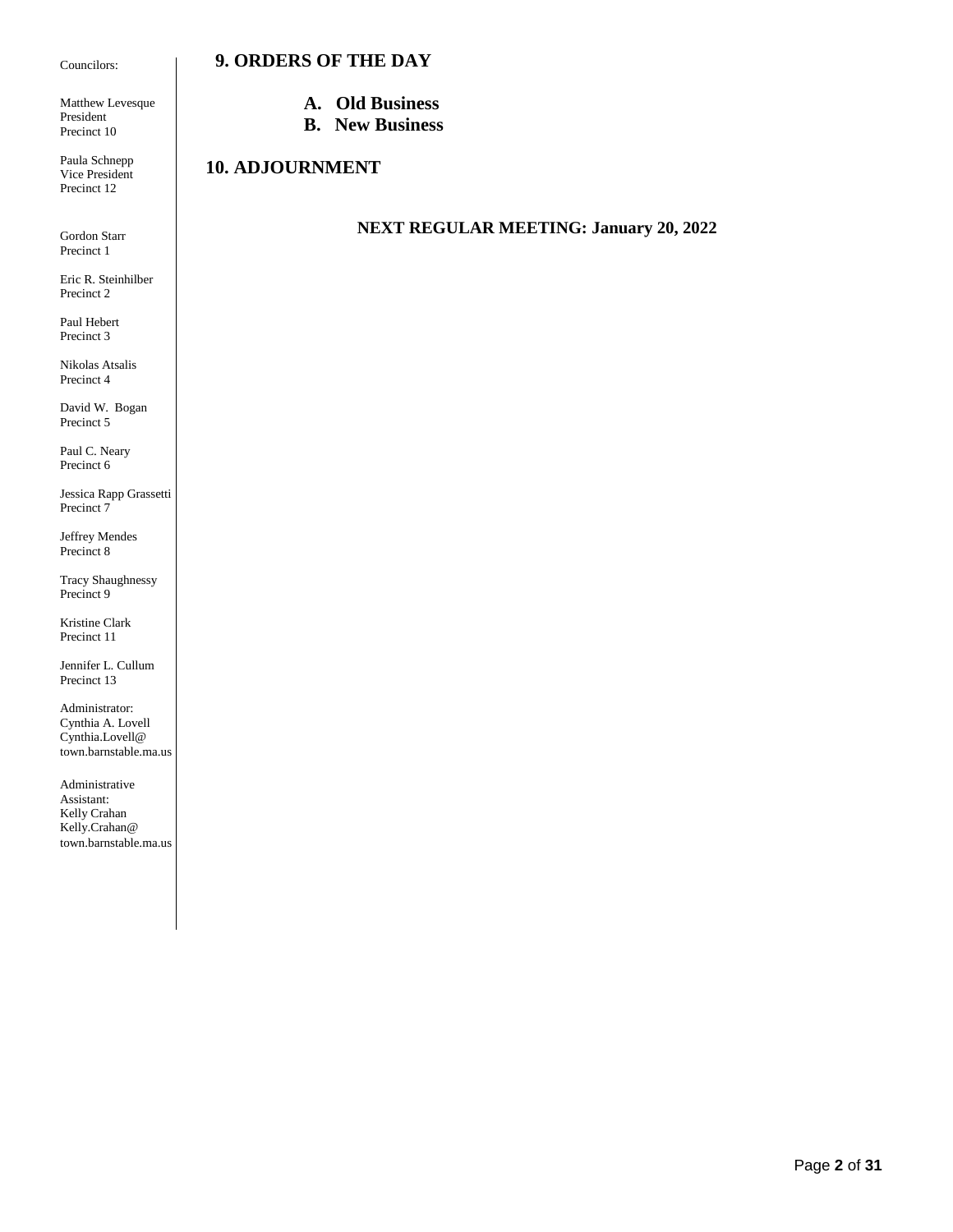Councilors:

Matthew Levesque
President
Precinct 10

Paula Schnepp
Vice President
Precinct 12

Gordon Starr
Precinct 1

Eric R. Steinhilber
Precinct 2

Paul Hebert
Precinct 3

Nikolas Atsalis
Precinct 4

David W. Bogan
Precinct 5

Paul C. Neary
Precinct 6

Jessica Rapp Grassetti
Precinct 7

Jeffrey Mendes
Precinct 8

Tracy Shaughnessy
Precinct 9

Kristine Clark
Precinct 11

Jennifer L. Cullum
Precinct 13

Administrator:
Cynthia A. Lovell
Cynthia.Lovell@town.barnstable.ma.us

Administrative Assistant:
Kelly Crahan
Kelly.Crahan@town.barnstable.ma.us

## 9. ORDERS OF THE DAY

A. **Old Business**
B. **New Business**

## 10. ADJOURNMENT

**NEXT REGULAR MEETING: January 20, 2022**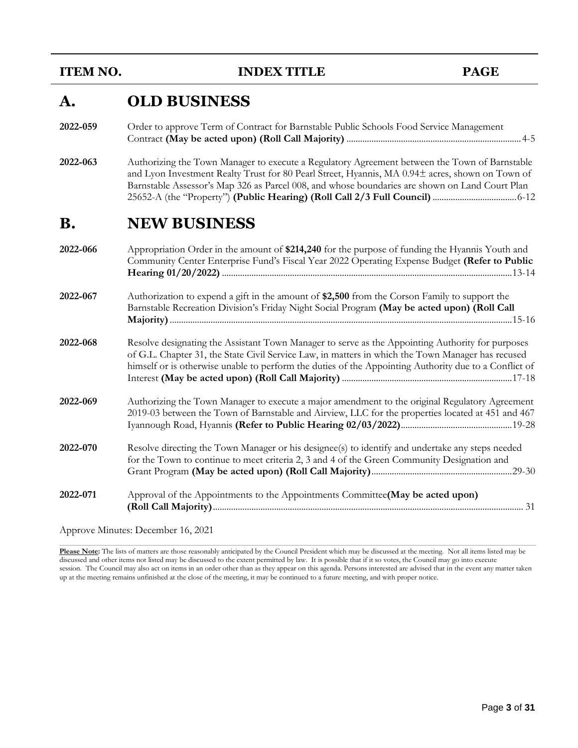| ITEM NO. | INDEX TITLE | PAGE |
|---|---|---|

## A. OLD BUSINESS

| | | |
|---|---|---|
| **2022-059** | Order to approve Term of Contract for Barnstable Public Schools Food Service Management Contract **(May be acted upon) (Roll Call Majority)** | 4-5 |
| **2022-063** | Authorizing the Town Manager to execute a Regulatory Agreement between the Town of Barnstable and Lyon Investment Realty Trust for 80 Pearl Street, Hyannis, MA 0.94± acres, shown on Town of Barnstable Assessor's Map 326 as Parcel 008, and whose boundaries are shown on Land Court Plan 25652-A (the "Property") **(Public Hearing) (Roll Call 2/3 Full Council)** | 6-12 |

## B. NEW BUSINESS

| | | |
|---|---|---|
| **2022-066** | Appropriation Order in the amount of **$214,240** for the purpose of funding the Hyannis Youth and Community Center Enterprise Fund's Fiscal Year 2022 Operating Expense Budget **(Refer to Public Hearing 01/20/2022)** | 13-14 |
| **2022-067** | Authorization to expend a gift in the amount of **$2,500** from the Corson Family to support the Barnstable Recreation Division's Friday Night Social Program **(May be acted upon) (Roll Call Majority)** | 15-16 |
| **2022-068** | Resolve designating the Assistant Town Manager to serve as the Appointing Authority for purposes of G.L. Chapter 31, the State Civil Service Law, in matters in which the Town Manager has recused himself or is otherwise unable to perform the duties of the Appointing Authority due to a Conflict of Interest **(May be acted upon) (Roll Call Majority)** | 17-18 |
| **2022-069** | Authorizing the Town Manager to execute a major amendment to the original Regulatory Agreement 2019-03 between the Town of Barnstable and Airview, LLC for the properties located at 451 and 467 Iyannough Road, Hyannis **(Refer to Public Hearing 02/03/2022)** | 19-28 |
| **2022-070** | Resolve directing the Town Manager or his designee(s) to identify and undertake any steps needed for the Town to continue to meet criteria 2, 3 and 4 of the Green Community Designation and Grant Program **(May be acted upon) (Roll Call Majority)** | 29-30 |
| **2022-071** | Approval of the Appointments to the Appointments Committee**(May be acted upon) (Roll Call Majority)** | 31 |

Approve Minutes: December 16, 2021

**Please Note:** The lists of matters are those reasonably anticipated by the Council President which may be discussed at the meeting. Not all items listed may be discussed and other items not listed may be discussed to the extent permitted by law. It is possible that if it so votes, the Council may go into execute session. The Council may also act on items in an order other than as they appear on this agenda. Persons interested are advised that in the event any matter taken up at the meeting remains unfinished at the close of the meeting, it may be continued to a future meeting, and with proper notice.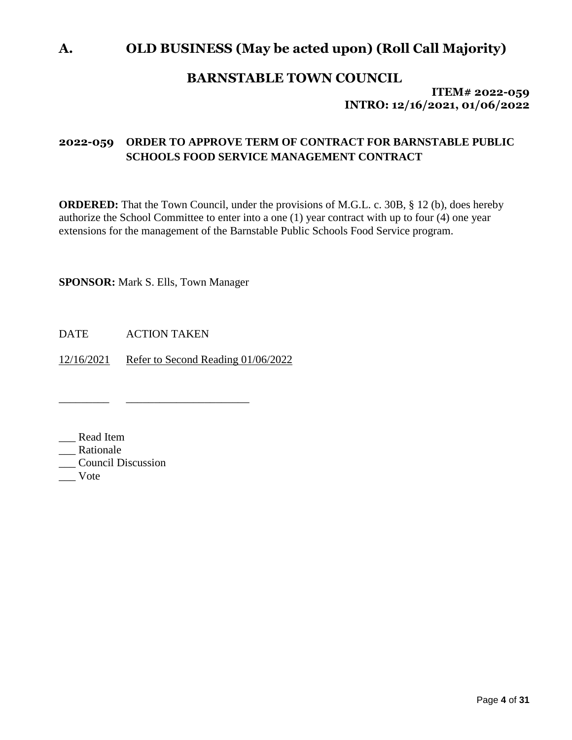# A. OLD BUSINESS (May be acted upon) (Roll Call Majority)

## BARNSTABLE TOWN COUNCIL

**ITEM# 2022-059**
**INTRO: 12/16/2021, 01/06/2022**

### 2022-059 ORDER TO APPROVE TERM OF CONTRACT FOR BARNSTABLE PUBLIC SCHOOLS FOOD SERVICE MANAGEMENT CONTRACT

**ORDERED:** That the Town Council, under the provisions of M.G.L. c. 30B, § 12 (b), does hereby authorize the School Committee to enter into a one (1) year contract with up to four (4) one year extensions for the management of the Barnstable Public Schools Food Service program.

**SPONSOR:** Mark S. Ells, Town Manager

| DATE | ACTION TAKEN |
|---|---|
| 12/16/2021 | Refer to Second Reading 01/06/2022 |
| ________ | ____________________ |

___ Read Item
___ Rationale
___ Council Discussion
___ Vote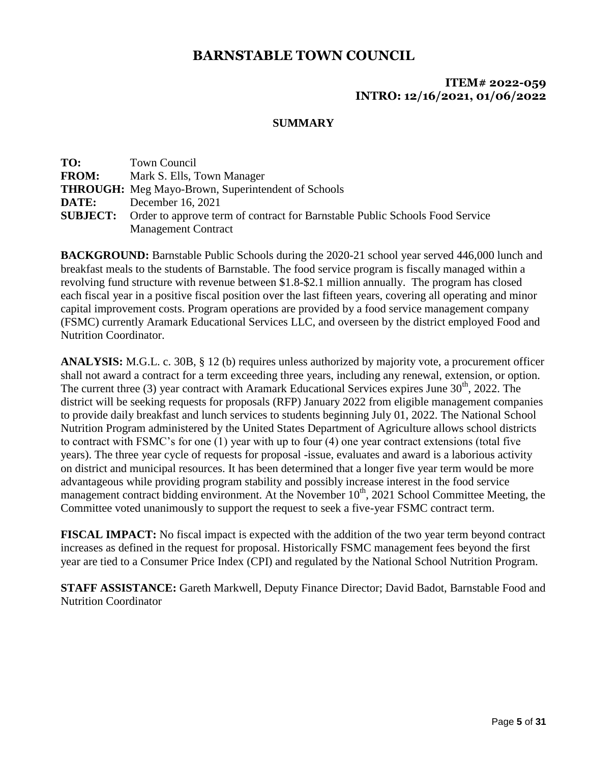# BARNSTABLE TOWN COUNCIL

**ITEM# 2022-059**
**INTRO: 12/16/2021, 01/06/2022**

## SUMMARY

**TO:** Town Council
**FROM:** Mark S. Ells, Town Manager
**THROUGH:** Meg Mayo-Brown, Superintendent of Schools
**DATE:** December 16, 2021
**SUBJECT:** Order to approve term of contract for Barnstable Public Schools Food Service Management Contract

**BACKGROUND:** Barnstable Public Schools during the 2020-21 school year served 446,000 lunch and breakfast meals to the students of Barnstable. The food service program is fiscally managed within a revolving fund structure with revenue between $1.8-$2.1 million annually. The program has closed each fiscal year in a positive fiscal position over the last fifteen years, covering all operating and minor capital improvement costs. Program operations are provided by a food service management company (FSMC) currently Aramark Educational Services LLC, and overseen by the district employed Food and Nutrition Coordinator.

**ANALYSIS:** M.G.L. c. 30B, § 12 (b) requires unless authorized by majority vote, a procurement officer shall not award a contract for a term exceeding three years, including any renewal, extension, or option. The current three (3) year contract with Aramark Educational Services expires June 30th, 2022. The district will be seeking requests for proposals (RFP) January 2022 from eligible management companies to provide daily breakfast and lunch services to students beginning July 01, 2022. The National School Nutrition Program administered by the United States Department of Agriculture allows school districts to contract with FSMC's for one (1) year with up to four (4) one year contract extensions (total five years). The three year cycle of requests for proposal -issue, evaluates and award is a laborious activity on district and municipal resources. It has been determined that a longer five year term would be more advantageous while providing program stability and possibly increase interest in the food service management contract bidding environment. At the November 10th, 2021 School Committee Meeting, the Committee voted unanimously to support the request to seek a five-year FSMC contract term.

**FISCAL IMPACT:** No fiscal impact is expected with the addition of the two year term beyond contract increases as defined in the request for proposal. Historically FSMC management fees beyond the first year are tied to a Consumer Price Index (CPI) and regulated by the National School Nutrition Program.

**STAFF ASSISTANCE:** Gareth Markwell, Deputy Finance Director; David Badot, Barnstable Food and Nutrition Coordinator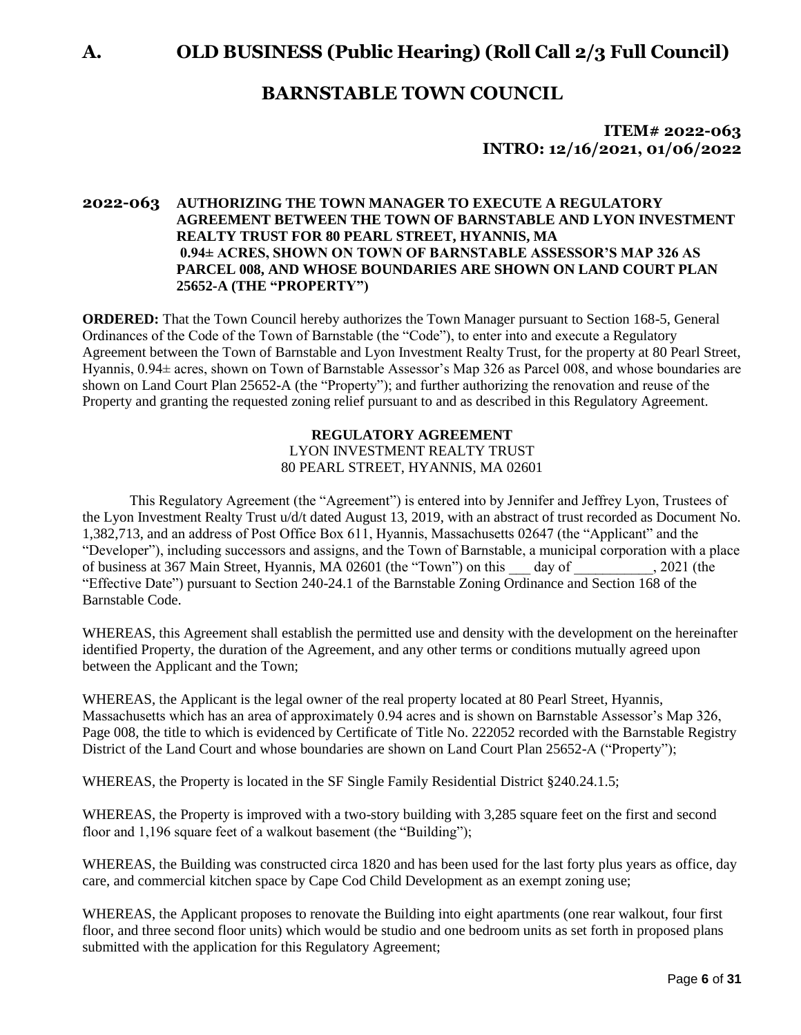# A. OLD BUSINESS (Public Hearing) (Roll Call 2/3 Full Council)

## BARNSTABLE TOWN COUNCIL

### ITEM# 2022-063
### INTRO: 12/16/2021, 01/06/2022

**2022-063 AUTHORIZING THE TOWN MANAGER TO EXECUTE A REGULATORY AGREEMENT BETWEEN THE TOWN OF BARNSTABLE AND LYON INVESTMENT REALTY TRUST FOR 80 PEARL STREET, HYANNIS, MA 0.94± ACRES, SHOWN ON TOWN OF BARNSTABLE ASSESSOR'S MAP 326 AS PARCEL 008, AND WHOSE BOUNDARIES ARE SHOWN ON LAND COURT PLAN 25652-A (THE "PROPERTY")**

**ORDERED:** That the Town Council hereby authorizes the Town Manager pursuant to Section 168-5, General Ordinances of the Code of the Town of Barnstable (the "Code"), to enter into and execute a Regulatory Agreement between the Town of Barnstable and Lyon Investment Realty Trust, for the property at 80 Pearl Street, Hyannis, 0.94± acres, shown on Town of Barnstable Assessor's Map 326 as Parcel 008, and whose boundaries are shown on Land Court Plan 25652-A (the "Property"); and further authorizing the renovation and reuse of the Property and granting the requested zoning relief pursuant to and as described in this Regulatory Agreement.

**REGULATORY AGREEMENT**
LYON INVESTMENT REALTY TRUST
80 PEARL STREET, HYANNIS, MA 02601

This Regulatory Agreement (the "Agreement") is entered into by Jennifer and Jeffrey Lyon, Trustees of the Lyon Investment Realty Trust u/d/t dated August 13, 2019, with an abstract of trust recorded as Document No. 1,382,713, and an address of Post Office Box 611, Hyannis, Massachusetts 02647 (the "Applicant" and the "Developer"), including successors and assigns, and the Town of Barnstable, a municipal corporation with a place of business at 367 Main Street, Hyannis, MA 02601 (the "Town") on this ___ day of ___________, 2021 (the "Effective Date") pursuant to Section 240-24.1 of the Barnstable Zoning Ordinance and Section 168 of the Barnstable Code.

WHEREAS, this Agreement shall establish the permitted use and density with the development on the hereinafter identified Property, the duration of the Agreement, and any other terms or conditions mutually agreed upon between the Applicant and the Town;

WHEREAS, the Applicant is the legal owner of the real property located at 80 Pearl Street, Hyannis, Massachusetts which has an area of approximately 0.94 acres and is shown on Barnstable Assessor's Map 326, Page 008, the title to which is evidenced by Certificate of Title No. 222052 recorded with the Barnstable Registry District of the Land Court and whose boundaries are shown on Land Court Plan 25652-A ("Property");

WHEREAS, the Property is located in the SF Single Family Residential District §240.24.1.5;

WHEREAS, the Property is improved with a two-story building with 3,285 square feet on the first and second floor and 1,196 square feet of a walkout basement (the "Building");

WHEREAS, the Building was constructed circa 1820 and has been used for the last forty plus years as office, day care, and commercial kitchen space by Cape Cod Child Development as an exempt zoning use;

WHEREAS, the Applicant proposes to renovate the Building into eight apartments (one rear walkout, four first floor, and three second floor units) which would be studio and one bedroom units as set forth in proposed plans submitted with the application for this Regulatory Agreement;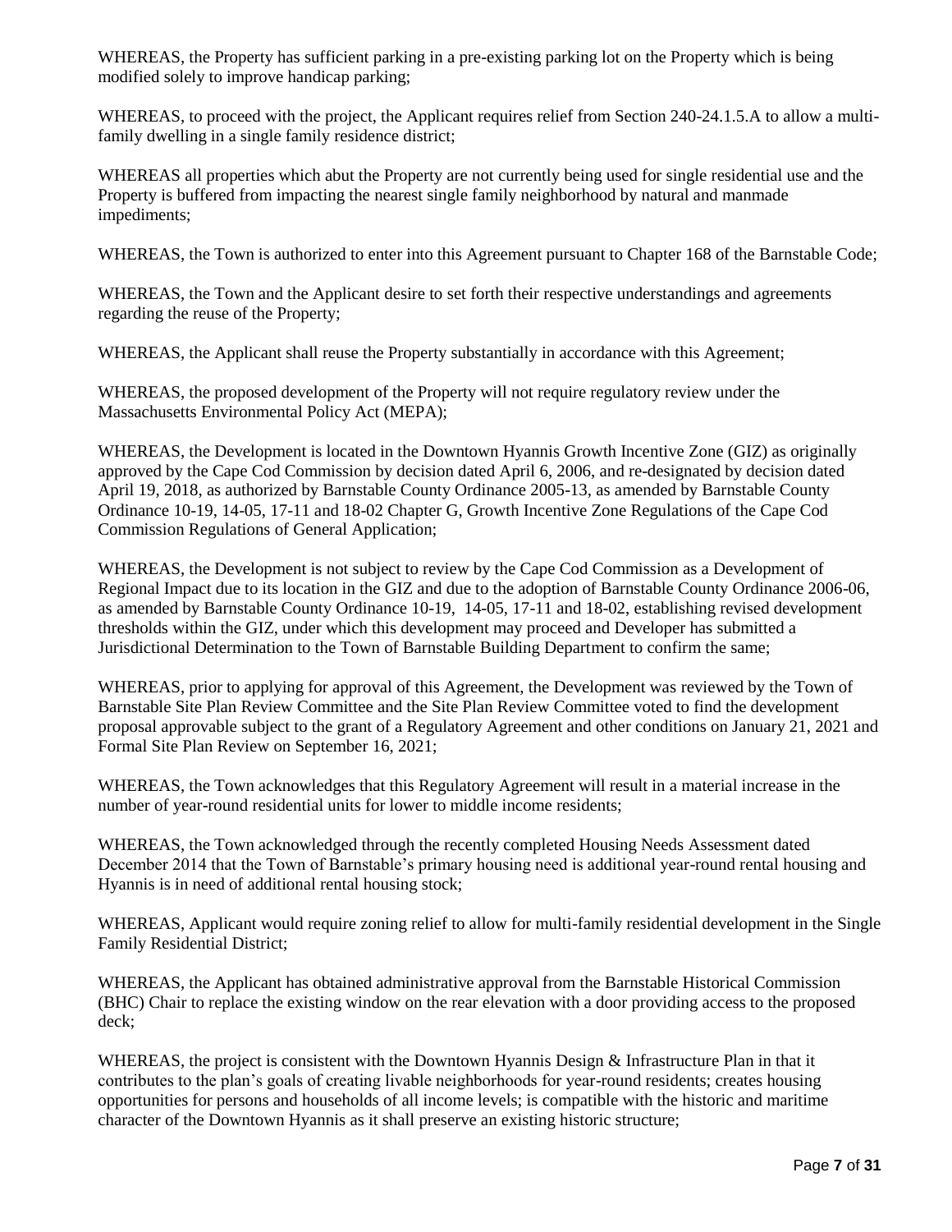WHEREAS, the Property has sufficient parking in a pre-existing parking lot on the Property which is being modified solely to improve handicap parking;

WHEREAS, to proceed with the project, the Applicant requires relief from Section 240-24.1.5.A to allow a multi-family dwelling in a single family residence district;

WHEREAS all properties which abut the Property are not currently being used for single residential use and the Property is buffered from impacting the nearest single family neighborhood by natural and manmade impediments;

WHEREAS, the Town is authorized to enter into this Agreement pursuant to Chapter 168 of the Barnstable Code;

WHEREAS, the Town and the Applicant desire to set forth their respective understandings and agreements regarding the reuse of the Property;

WHEREAS, the Applicant shall reuse the Property substantially in accordance with this Agreement;

WHEREAS, the proposed development of the Property will not require regulatory review under the Massachusetts Environmental Policy Act (MEPA);

WHEREAS, the Development is located in the Downtown Hyannis Growth Incentive Zone (GIZ) as originally approved by the Cape Cod Commission by decision dated April 6, 2006, and re-designated by decision dated April 19, 2018, as authorized by Barnstable County Ordinance 2005-13, as amended by Barnstable County Ordinance 10-19, 14-05, 17-11 and 18-02 Chapter G, Growth Incentive Zone Regulations of the Cape Cod Commission Regulations of General Application;

WHEREAS, the Development is not subject to review by the Cape Cod Commission as a Development of Regional Impact due to its location in the GIZ and due to the adoption of Barnstable County Ordinance 2006-06, as amended by Barnstable County Ordinance 10-19, 14-05, 17-11 and 18-02, establishing revised development thresholds within the GIZ, under which this development may proceed and Developer has submitted a Jurisdictional Determination to the Town of Barnstable Building Department to confirm the same;

WHEREAS, prior to applying for approval of this Agreement, the Development was reviewed by the Town of Barnstable Site Plan Review Committee and the Site Plan Review Committee voted to find the development proposal approvable subject to the grant of a Regulatory Agreement and other conditions on January 21, 2021 and Formal Site Plan Review on September 16, 2021;

WHEREAS, the Town acknowledges that this Regulatory Agreement will result in a material increase in the number of year-round residential units for lower to middle income residents;

WHEREAS, the Town acknowledged through the recently completed Housing Needs Assessment dated December 2014 that the Town of Barnstable's primary housing need is additional year-round rental housing and Hyannis is in need of additional rental housing stock;

WHEREAS, Applicant would require zoning relief to allow for multi-family residential development in the Single Family Residential District;

WHEREAS, the Applicant has obtained administrative approval from the Barnstable Historical Commission (BHC) Chair to replace the existing window on the rear elevation with a door providing access to the proposed deck;

WHEREAS, the project is consistent with the Downtown Hyannis Design & Infrastructure Plan in that it contributes to the plan's goals of creating livable neighborhoods for year-round residents; creates housing opportunities for persons and households of all income levels; is compatible with the historic and maritime character of the Downtown Hyannis as it shall preserve an existing historic structure;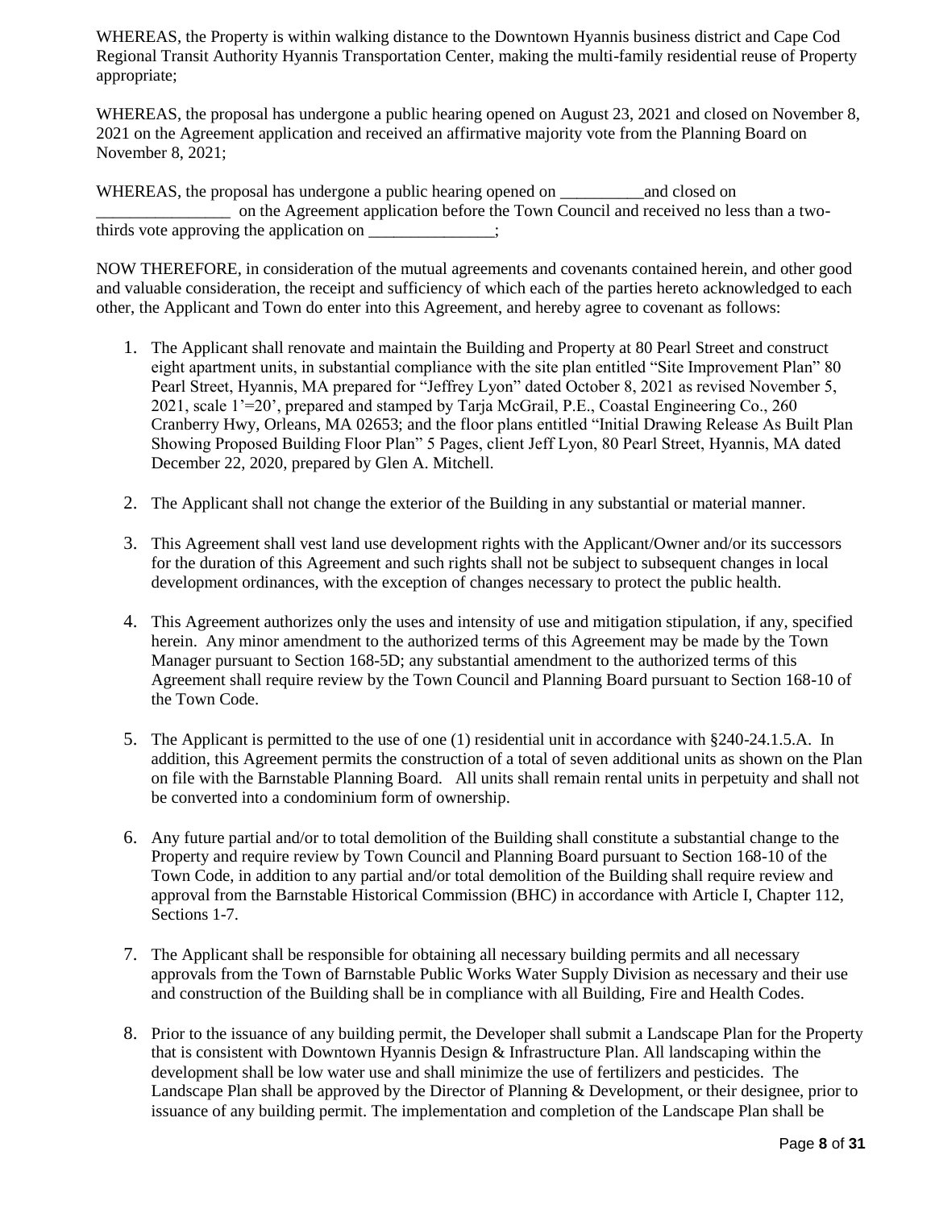WHEREAS, the Property is within walking distance to the Downtown Hyannis business district and Cape Cod Regional Transit Authority Hyannis Transportation Center, making the multi-family residential reuse of Property appropriate;

WHEREAS, the proposal has undergone a public hearing opened on August 23, 2021 and closed on November 8, 2021 on the Agreement application and received an affirmative majority vote from the Planning Board on November 8, 2021;

WHEREAS, the proposal has undergone a public hearing opened on __________and closed on ________________ on the Agreement application before the Town Council and received no less than a two-thirds vote approving the application on _______________;

NOW THEREFORE, in consideration of the mutual agreements and covenants contained herein, and other good and valuable consideration, the receipt and sufficiency of which each of the parties hereto acknowledged to each other, the Applicant and Town do enter into this Agreement, and hereby agree to covenant as follows:

1. The Applicant shall renovate and maintain the Building and Property at 80 Pearl Street and construct eight apartment units, in substantial compliance with the site plan entitled "Site Improvement Plan" 80 Pearl Street, Hyannis, MA prepared for "Jeffrey Lyon" dated October 8, 2021 as revised November 5, 2021, scale 1'=20', prepared and stamped by Tarja McGrail, P.E., Coastal Engineering Co., 260 Cranberry Hwy, Orleans, MA 02653; and the floor plans entitled "Initial Drawing Release As Built Plan Showing Proposed Building Floor Plan" 5 Pages, client Jeff Lyon, 80 Pearl Street, Hyannis, MA dated December 22, 2020, prepared by Glen A. Mitchell.

2. The Applicant shall not change the exterior of the Building in any substantial or material manner.

3. This Agreement shall vest land use development rights with the Applicant/Owner and/or its successors for the duration of this Agreement and such rights shall not be subject to subsequent changes in local development ordinances, with the exception of changes necessary to protect the public health.

4. This Agreement authorizes only the uses and intensity of use and mitigation stipulation, if any, specified herein. Any minor amendment to the authorized terms of this Agreement may be made by the Town Manager pursuant to Section 168-5D; any substantial amendment to the authorized terms of this Agreement shall require review by the Town Council and Planning Board pursuant to Section 168-10 of the Town Code.

5. The Applicant is permitted to the use of one (1) residential unit in accordance with §240-24.1.5.A. In addition, this Agreement permits the construction of a total of seven additional units as shown on the Plan on file with the Barnstable Planning Board. All units shall remain rental units in perpetuity and shall not be converted into a condominium form of ownership.

6. Any future partial and/or to total demolition of the Building shall constitute a substantial change to the Property and require review by Town Council and Planning Board pursuant to Section 168-10 of the Town Code, in addition to any partial and/or total demolition of the Building shall require review and approval from the Barnstable Historical Commission (BHC) in accordance with Article I, Chapter 112, Sections 1-7.

7. The Applicant shall be responsible for obtaining all necessary building permits and all necessary approvals from the Town of Barnstable Public Works Water Supply Division as necessary and their use and construction of the Building shall be in compliance with all Building, Fire and Health Codes.

8. Prior to the issuance of any building permit, the Developer shall submit a Landscape Plan for the Property that is consistent with Downtown Hyannis Design & Infrastructure Plan. All landscaping within the development shall be low water use and shall minimize the use of fertilizers and pesticides. The Landscape Plan shall be approved by the Director of Planning & Development, or their designee, prior to issuance of any building permit. The implementation and completion of the Landscape Plan shall be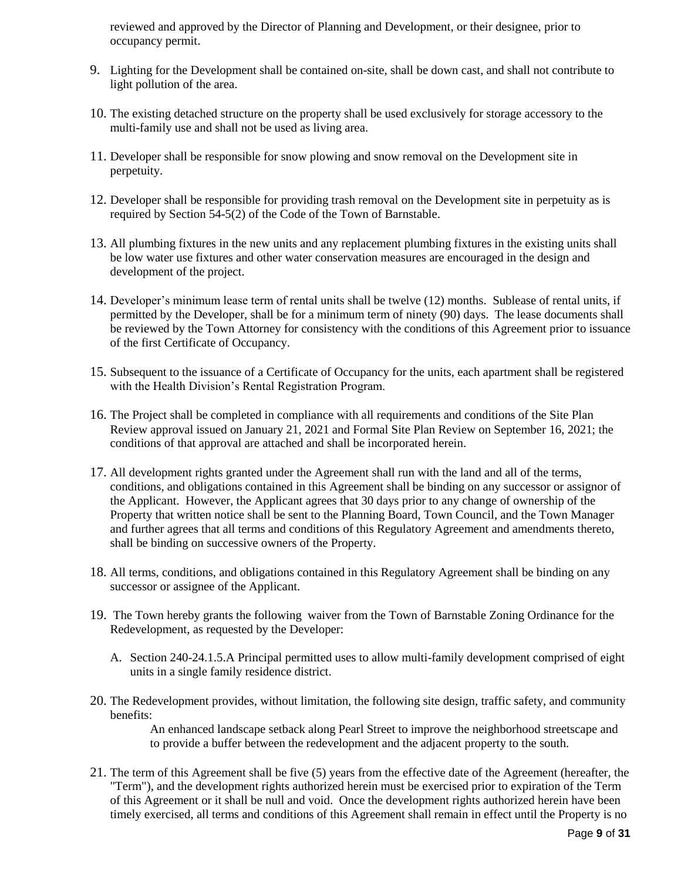reviewed and approved by the Director of Planning and Development, or their designee, prior to occupancy permit.

9. Lighting for the Development shall be contained on-site, shall be down cast, and shall not contribute to light pollution of the area.

10. The existing detached structure on the property shall be used exclusively for storage accessory to the multi-family use and shall not be used as living area.

11. Developer shall be responsible for snow plowing and snow removal on the Development site in perpetuity.

12. Developer shall be responsible for providing trash removal on the Development site in perpetuity as is required by Section 54-5(2) of the Code of the Town of Barnstable.

13. All plumbing fixtures in the new units and any replacement plumbing fixtures in the existing units shall be low water use fixtures and other water conservation measures are encouraged in the design and development of the project.

14. Developer's minimum lease term of rental units shall be twelve (12) months. Sublease of rental units, if permitted by the Developer, shall be for a minimum term of ninety (90) days. The lease documents shall be reviewed by the Town Attorney for consistency with the conditions of this Agreement prior to issuance of the first Certificate of Occupancy.

15. Subsequent to the issuance of a Certificate of Occupancy for the units, each apartment shall be registered with the Health Division's Rental Registration Program.

16. The Project shall be completed in compliance with all requirements and conditions of the Site Plan Review approval issued on January 21, 2021 and Formal Site Plan Review on September 16, 2021; the conditions of that approval are attached and shall be incorporated herein.

17. All development rights granted under the Agreement shall run with the land and all of the terms, conditions, and obligations contained in this Agreement shall be binding on any successor or assignor of the Applicant. However, the Applicant agrees that 30 days prior to any change of ownership of the Property that written notice shall be sent to the Planning Board, Town Council, and the Town Manager and further agrees that all terms and conditions of this Regulatory Agreement and amendments thereto, shall be binding on successive owners of the Property.

18. All terms, conditions, and obligations contained in this Regulatory Agreement shall be binding on any successor or assignee of the Applicant.

19. The Town hereby grants the following waiver from the Town of Barnstable Zoning Ordinance for the Redevelopment, as requested by the Developer:

    A. Section 240-24.1.5.A Principal permitted uses to allow multi-family development comprised of eight units in a single family residence district.

20. The Redevelopment provides, without limitation, the following site design, traffic safety, and community benefits:

    An enhanced landscape setback along Pearl Street to improve the neighborhood streetscape and to provide a buffer between the redevelopment and the adjacent property to the south.

21. The term of this Agreement shall be five (5) years from the effective date of the Agreement (hereafter, the "Term"), and the development rights authorized herein must be exercised prior to expiration of the Term of this Agreement or it shall be null and void. Once the development rights authorized herein have been timely exercised, all terms and conditions of this Agreement shall remain in effect until the Property is no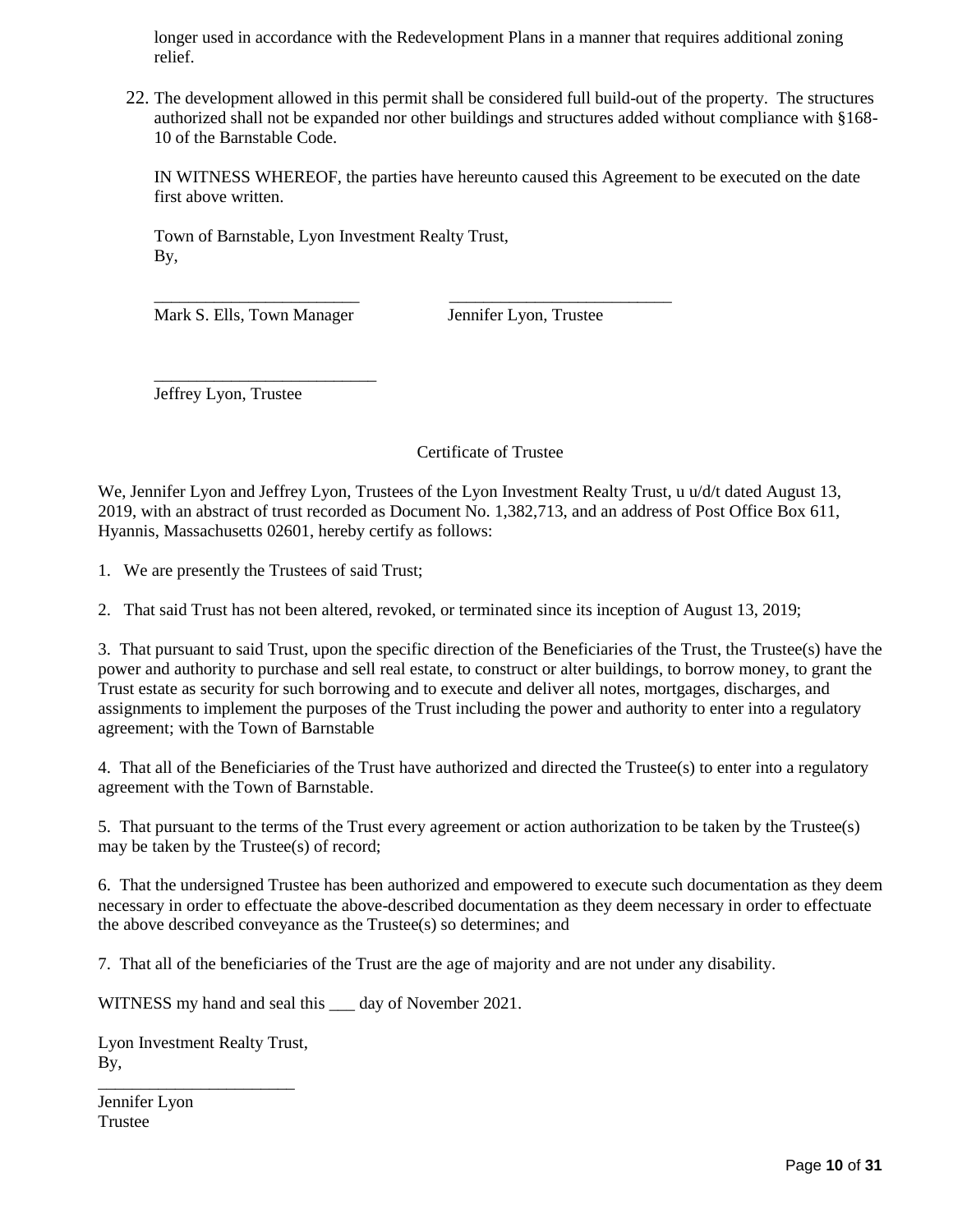longer used in accordance with the Redevelopment Plans in a manner that requires additional zoning relief.

22. The development allowed in this permit shall be considered full build-out of the property. The structures authorized shall not be expanded nor other buildings and structures added without compliance with §168-10 of the Barnstable Code.

IN WITNESS WHEREOF, the parties have hereunto caused this Agreement to be executed on the date first above written.

Town of Barnstable, Lyon Investment Realty Trust,
By,

\_\_\_\_\_\_\_\_\_\_\_\_\_\_\_\_\_\_\_\_\_\_\_\_ \_\_\_\_\_\_\_\_\_\_\_\_\_\_\_\_\_\_\_\_\_\_\_\_\_\_
Mark S. Ells, Town Manager Jennifer Lyon, Trustee

\_\_\_\_\_\_\_\_\_\_\_\_\_\_\_\_\_\_\_\_\_\_\_\_\_\_
Jeffrey Lyon, Trustee

Certificate of Trustee

We, Jennifer Lyon and Jeffrey Lyon, Trustees of the Lyon Investment Realty Trust, u u/d/t dated August 13, 2019, with an abstract of trust recorded as Document No. 1,382,713, and an address of Post Office Box 611, Hyannis, Massachusetts 02601, hereby certify as follows:

1. We are presently the Trustees of said Trust;

2. That said Trust has not been altered, revoked, or terminated since its inception of August 13, 2019;

3. That pursuant to said Trust, upon the specific direction of the Beneficiaries of the Trust, the Trustee(s) have the power and authority to purchase and sell real estate, to construct or alter buildings, to borrow money, to grant the Trust estate as security for such borrowing and to execute and deliver all notes, mortgages, discharges, and assignments to implement the purposes of the Trust including the power and authority to enter into a regulatory agreement; with the Town of Barnstable

4. That all of the Beneficiaries of the Trust have authorized and directed the Trustee(s) to enter into a regulatory agreement with the Town of Barnstable.

5. That pursuant to the terms of the Trust every agreement or action authorization to be taken by the Trustee(s) may be taken by the Trustee(s) of record;

6. That the undersigned Trustee has been authorized and empowered to execute such documentation as they deem necessary in order to effectuate the above-described documentation as they deem necessary in order to effectuate the above described conveyance as the Trustee(s) so determines; and

7. That all of the beneficiaries of the Trust are the age of majority and are not under any disability.

WITNESS my hand and seal this ___ day of November 2021.

Lyon Investment Realty Trust,
By,

\_\_\_\_\_\_\_\_\_\_\_\_\_\_\_\_\_\_\_\_\_\_\_
Jennifer Lyon
Trustee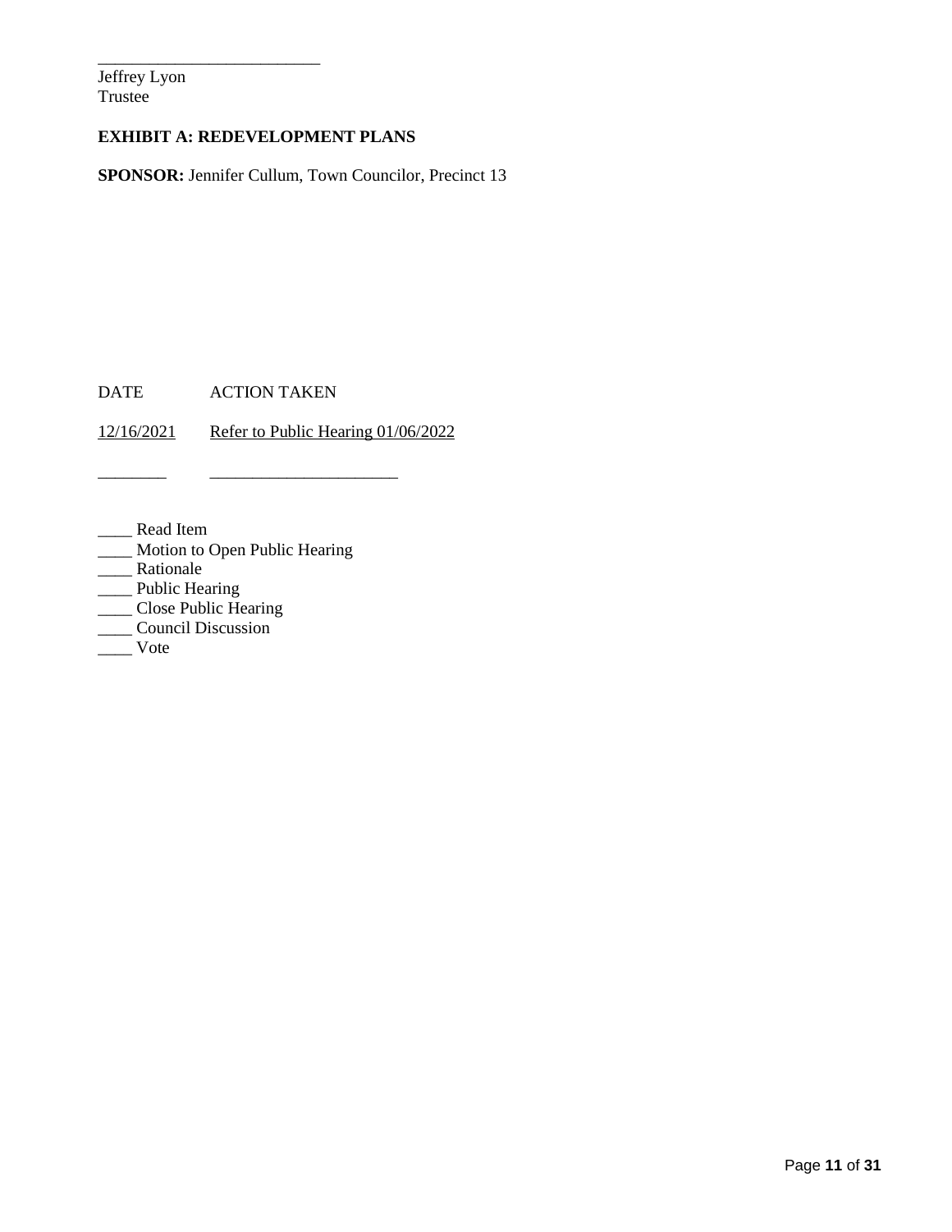\_\_\_\_\_\_\_\_\_\_\_\_\_\_\_\_\_\_\_\_\_\_\_\_\_\_\_

Jeffrey Lyon
Trustee

**EXHIBIT A: REDEVELOPMENT PLANS**

**SPONSOR:** Jennifer Cullum, Town Councilor, Precinct 13

| DATE | ACTION TAKEN |
|---|---|
| 12/16/2021 | Refer to Public Hearing 01/06/2022 |
| ________ | ______________________ |

____ Read Item
____ Motion to Open Public Hearing
____ Rationale
____ Public Hearing
____ Close Public Hearing
____ Council Discussion
____ Vote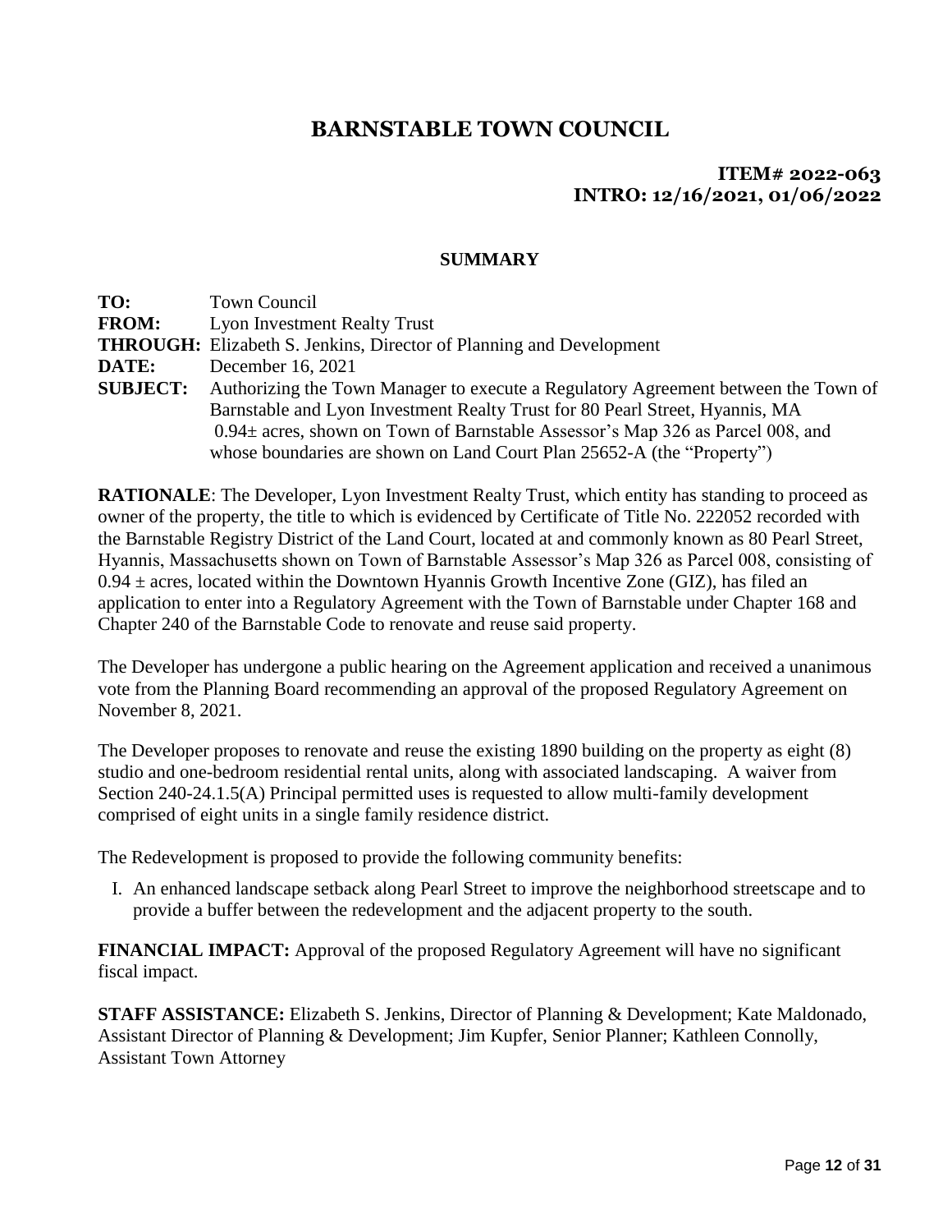# BARNSTABLE TOWN COUNCIL

**ITEM# 2022-063**
**INTRO: 12/16/2021, 01/06/2022**

## SUMMARY

**TO:** Town Council
**FROM:** Lyon Investment Realty Trust
**THROUGH:** Elizabeth S. Jenkins, Director of Planning and Development
**DATE:** December 16, 2021
**SUBJECT:** Authorizing the Town Manager to execute a Regulatory Agreement between the Town of Barnstable and Lyon Investment Realty Trust for 80 Pearl Street, Hyannis, MA 0.94± acres, shown on Town of Barnstable Assessor's Map 326 as Parcel 008, and whose boundaries are shown on Land Court Plan 25652-A (the "Property")

**RATIONALE**: The Developer, Lyon Investment Realty Trust, which entity has standing to proceed as owner of the property, the title to which is evidenced by Certificate of Title No. 222052 recorded with the Barnstable Registry District of the Land Court, located at and commonly known as 80 Pearl Street, Hyannis, Massachusetts shown on Town of Barnstable Assessor's Map 326 as Parcel 008, consisting of 0.94 ± acres, located within the Downtown Hyannis Growth Incentive Zone (GIZ), has filed an application to enter into a Regulatory Agreement with the Town of Barnstable under Chapter 168 and Chapter 240 of the Barnstable Code to renovate and reuse said property.

The Developer has undergone a public hearing on the Agreement application and received a unanimous vote from the Planning Board recommending an approval of the proposed Regulatory Agreement on November 8, 2021.

The Developer proposes to renovate and reuse the existing 1890 building on the property as eight (8) studio and one-bedroom residential rental units, along with associated landscaping. A waiver from Section 240-24.1.5(A) Principal permitted uses is requested to allow multi-family development comprised of eight units in a single family residence district.

The Redevelopment is proposed to provide the following community benefits:

I. An enhanced landscape setback along Pearl Street to improve the neighborhood streetscape and to provide a buffer between the redevelopment and the adjacent property to the south.

**FINANCIAL IMPACT:** Approval of the proposed Regulatory Agreement will have no significant fiscal impact.

**STAFF ASSISTANCE:** Elizabeth S. Jenkins, Director of Planning & Development; Kate Maldonado, Assistant Director of Planning & Development; Jim Kupfer, Senior Planner; Kathleen Connolly, Assistant Town Attorney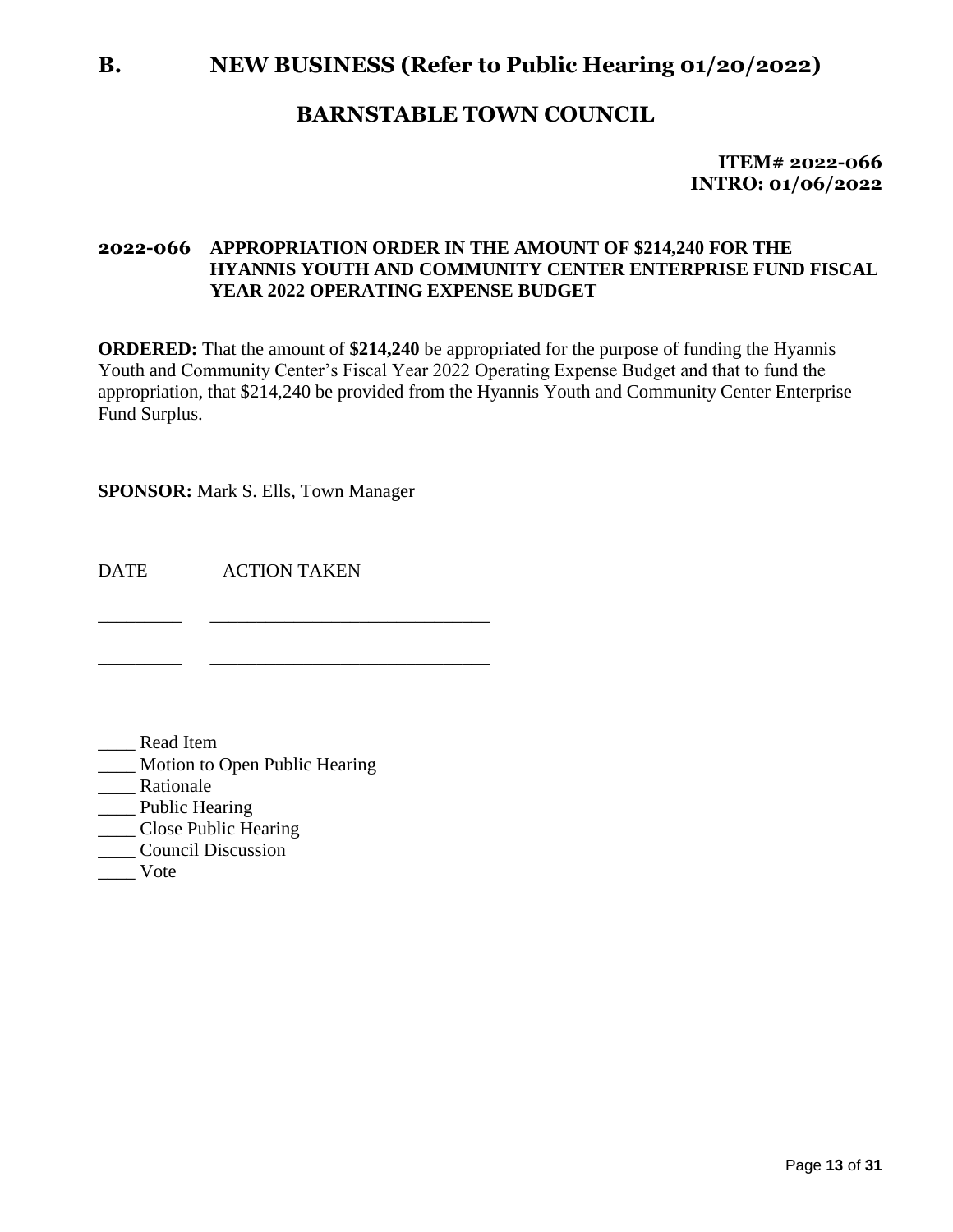# B. NEW BUSINESS (Refer to Public Hearing 01/20/2022)

## BARNSTABLE TOWN COUNCIL

**ITEM# 2022-066**
**INTRO: 01/06/2022**

### 2022-066 APPROPRIATION ORDER IN THE AMOUNT OF $214,240 FOR THE HYANNIS YOUTH AND COMMUNITY CENTER ENTERPRISE FUND FISCAL YEAR 2022 OPERATING EXPENSE BUDGET

**ORDERED:** That the amount of **$214,240** be appropriated for the purpose of funding the Hyannis Youth and Community Center's Fiscal Year 2022 Operating Expense Budget and that to fund the appropriation, that $214,240 be provided from the Hyannis Youth and Community Center Enterprise Fund Surplus.

**SPONSOR:** Mark S. Ells, Town Manager

DATE ACTION TAKEN

_________ ______________________________

_________ ______________________________

____ Read Item
____ Motion to Open Public Hearing
____ Rationale
____ Public Hearing
____ Close Public Hearing
____ Council Discussion
____ Vote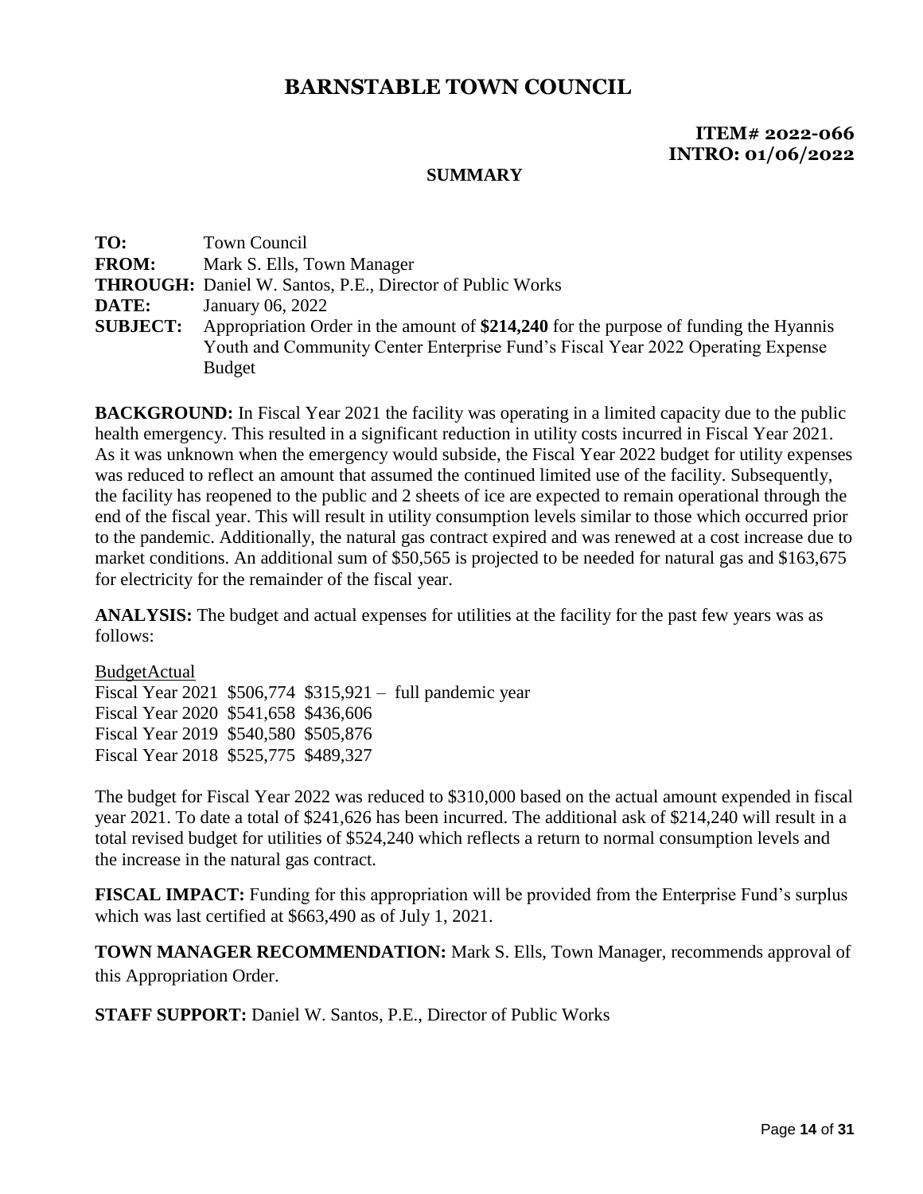# BARNSTABLE TOWN COUNCIL

**ITEM# 2022-066**
**INTRO: 01/06/2022**

**SUMMARY**

**TO:** Town Council
**FROM:** Mark S. Ells, Town Manager
**THROUGH:** Daniel W. Santos, P.E., Director of Public Works
**DATE:** January 06, 2022
**SUBJECT:** Appropriation Order in the amount of **$214,240** for the purpose of funding the Hyannis Youth and Community Center Enterprise Fund's Fiscal Year 2022 Operating Expense Budget

**BACKGROUND:** In Fiscal Year 2021 the facility was operating in a limited capacity due to the public health emergency. This resulted in a significant reduction in utility costs incurred in Fiscal Year 2021. As it was unknown when the emergency would subside, the Fiscal Year 2022 budget for utility expenses was reduced to reflect an amount that assumed the continued limited use of the facility. Subsequently, the facility has reopened to the public and 2 sheets of ice are expected to remain operational through the end of the fiscal year. This will result in utility consumption levels similar to those which occurred prior to the pandemic. Additionally, the natural gas contract expired and was renewed at a cost increase due to market conditions. An additional sum of $50,565 is projected to be needed for natural gas and $163,675 for electricity for the remainder of the fiscal year.

**ANALYSIS:** The budget and actual expenses for utilities at the facility for the past few years was as follows:

| | Budget | Actual | |
|---|---|---|---|
| Fiscal Year 2021 | $506,774 | $315,921 | – full pandemic year |
| Fiscal Year 2020 | $541,658 | $436,606 | |
| Fiscal Year 2019 | $540,580 | $505,876 | |
| Fiscal Year 2018 | $525,775 | $489,327 | |

The budget for Fiscal Year 2022 was reduced to $310,000 based on the actual amount expended in fiscal year 2021. To date a total of $241,626 has been incurred. The additional ask of $214,240 will result in a total revised budget for utilities of $524,240 which reflects a return to normal consumption levels and the increase in the natural gas contract.

**FISCAL IMPACT:** Funding for this appropriation will be provided from the Enterprise Fund's surplus which was last certified at $663,490 as of July 1, 2021.

**TOWN MANAGER RECOMMENDATION:** Mark S. Ells, Town Manager, recommends approval of this Appropriation Order.

**STAFF SUPPORT:** Daniel W. Santos, P.E., Director of Public Works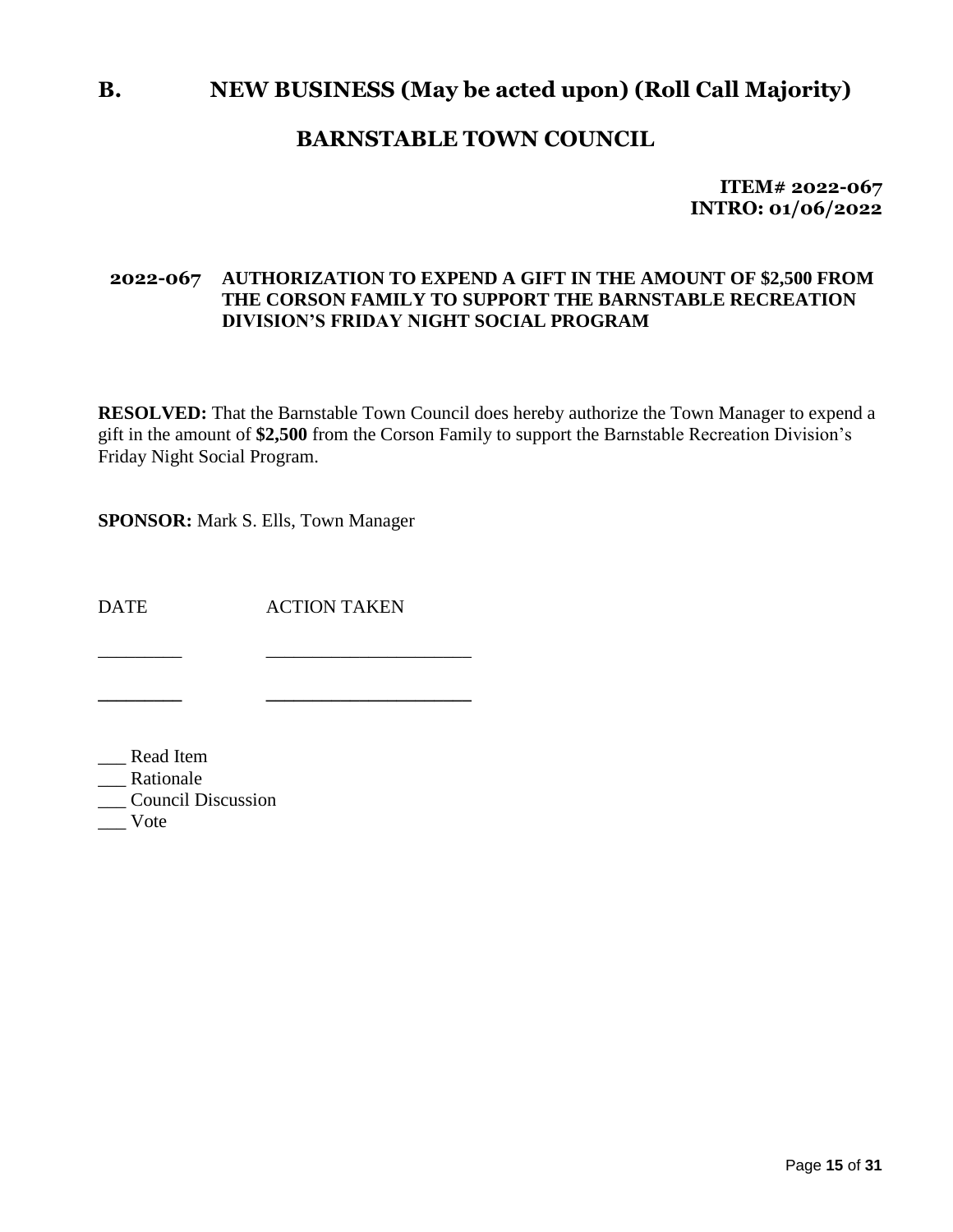# B. NEW BUSINESS (May be acted upon) (Roll Call Majority)

## BARNSTABLE TOWN COUNCIL

**ITEM# 2022-067**
**INTRO: 01/06/2022**

**2022-067 AUTHORIZATION TO EXPEND A GIFT IN THE AMOUNT OF $2,500 FROM THE CORSON FAMILY TO SUPPORT THE BARNSTABLE RECREATION DIVISION'S FRIDAY NIGHT SOCIAL PROGRAM**

**RESOLVED:** That the Barnstable Town Council does hereby authorize the Town Manager to expend a gift in the amount of **$2,500** from the Corson Family to support the Barnstable Recreation Division's Friday Night Social Program.

**SPONSOR:** Mark S. Ells, Town Manager

| DATE | ACTION TAKEN |
| --- | --- |
| ________ | ____________________ |
| ________ | ____________________ |

___ Read Item
___ Rationale
___ Council Discussion
___ Vote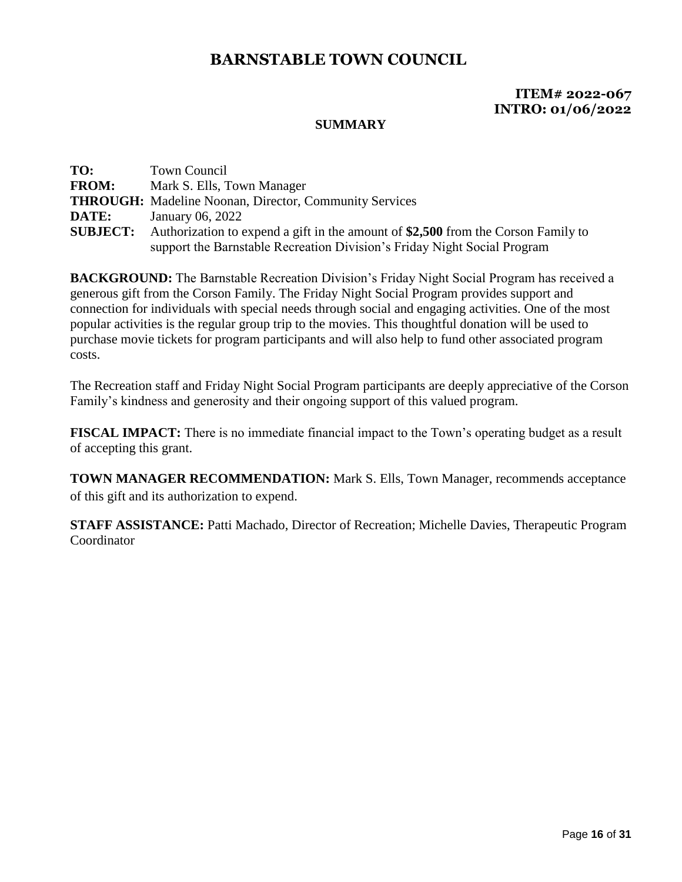# BARNSTABLE TOWN COUNCIL

**ITEM# 2022-067**
**INTRO: 01/06/2022**

## SUMMARY

**TO:** Town Council
**FROM:** Mark S. Ells, Town Manager
**THROUGH:** Madeline Noonan, Director, Community Services
**DATE:** January 06, 2022
**SUBJECT:** Authorization to expend a gift in the amount of **$2,500** from the Corson Family to support the Barnstable Recreation Division's Friday Night Social Program

**BACKGROUND:** The Barnstable Recreation Division's Friday Night Social Program has received a generous gift from the Corson Family. The Friday Night Social Program provides support and connection for individuals with special needs through social and engaging activities. One of the most popular activities is the regular group trip to the movies. This thoughtful donation will be used to purchase movie tickets for program participants and will also help to fund other associated program costs.

The Recreation staff and Friday Night Social Program participants are deeply appreciative of the Corson Family's kindness and generosity and their ongoing support of this valued program.

**FISCAL IMPACT:** There is no immediate financial impact to the Town's operating budget as a result of accepting this grant.

**TOWN MANAGER RECOMMENDATION:** Mark S. Ells, Town Manager, recommends acceptance of this gift and its authorization to expend.

**STAFF ASSISTANCE:** Patti Machado, Director of Recreation; Michelle Davies, Therapeutic Program Coordinator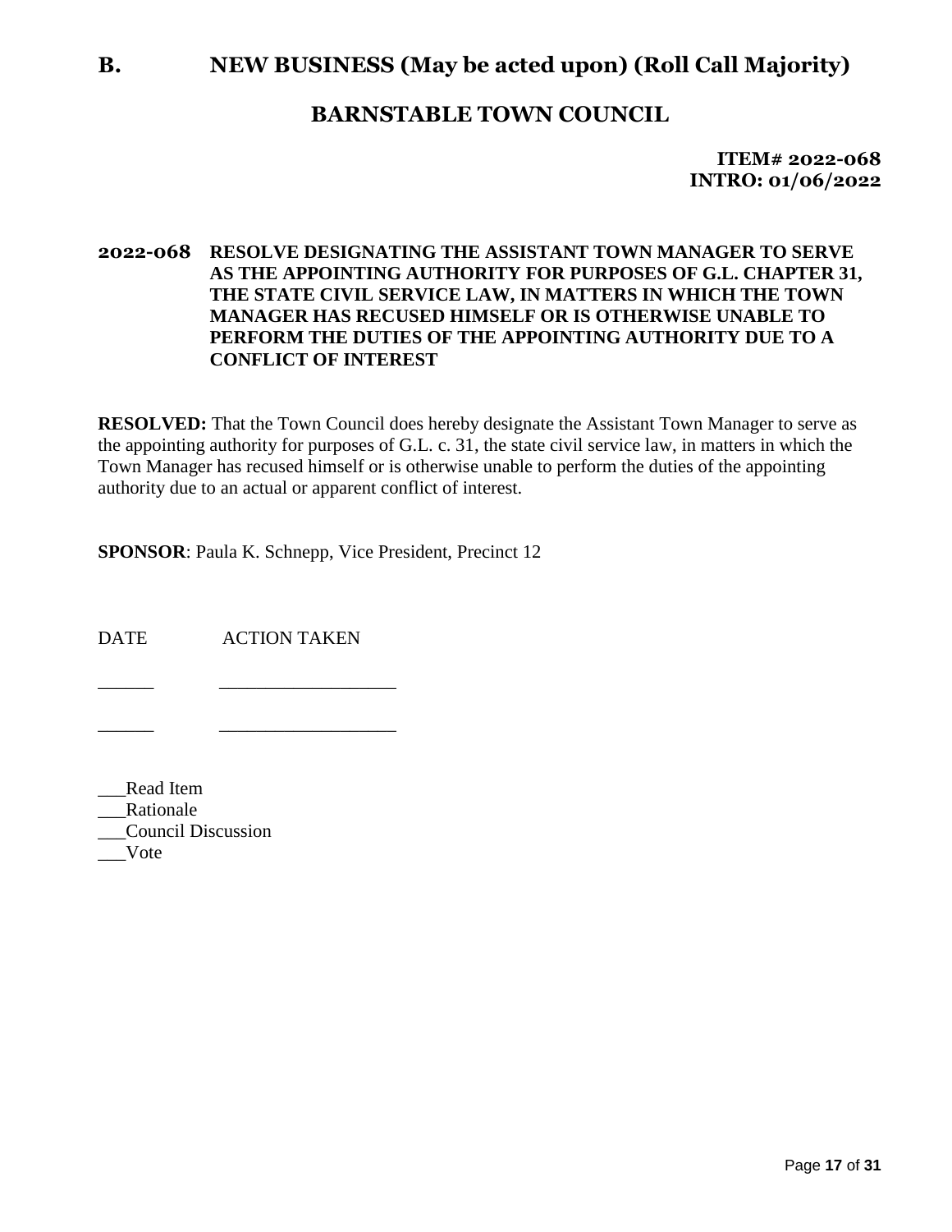# B. NEW BUSINESS (May be acted upon) (Roll Call Majority)

## BARNSTABLE TOWN COUNCIL

**ITEM# 2022-068**
**INTRO: 01/06/2022**

**2022-068 RESOLVE DESIGNATING THE ASSISTANT TOWN MANAGER TO SERVE AS THE APPOINTING AUTHORITY FOR PURPOSES OF G.L. CHAPTER 31, THE STATE CIVIL SERVICE LAW, IN MATTERS IN WHICH THE TOWN MANAGER HAS RECUSED HIMSELF OR IS OTHERWISE UNABLE TO PERFORM THE DUTIES OF THE APPOINTING AUTHORITY DUE TO A CONFLICT OF INTEREST**

**RESOLVED:** That the Town Council does hereby designate the Assistant Town Manager to serve as the appointing authority for purposes of G.L. c. 31, the state civil service law, in matters in which the Town Manager has recused himself or is otherwise unable to perform the duties of the appointing authority due to an actual or apparent conflict of interest.

**SPONSOR**: Paula K. Schnepp, Vice President, Precinct 12

DATE ACTION TAKEN

______ __________________

______ __________________

___Read Item
___Rationale
___Council Discussion
___Vote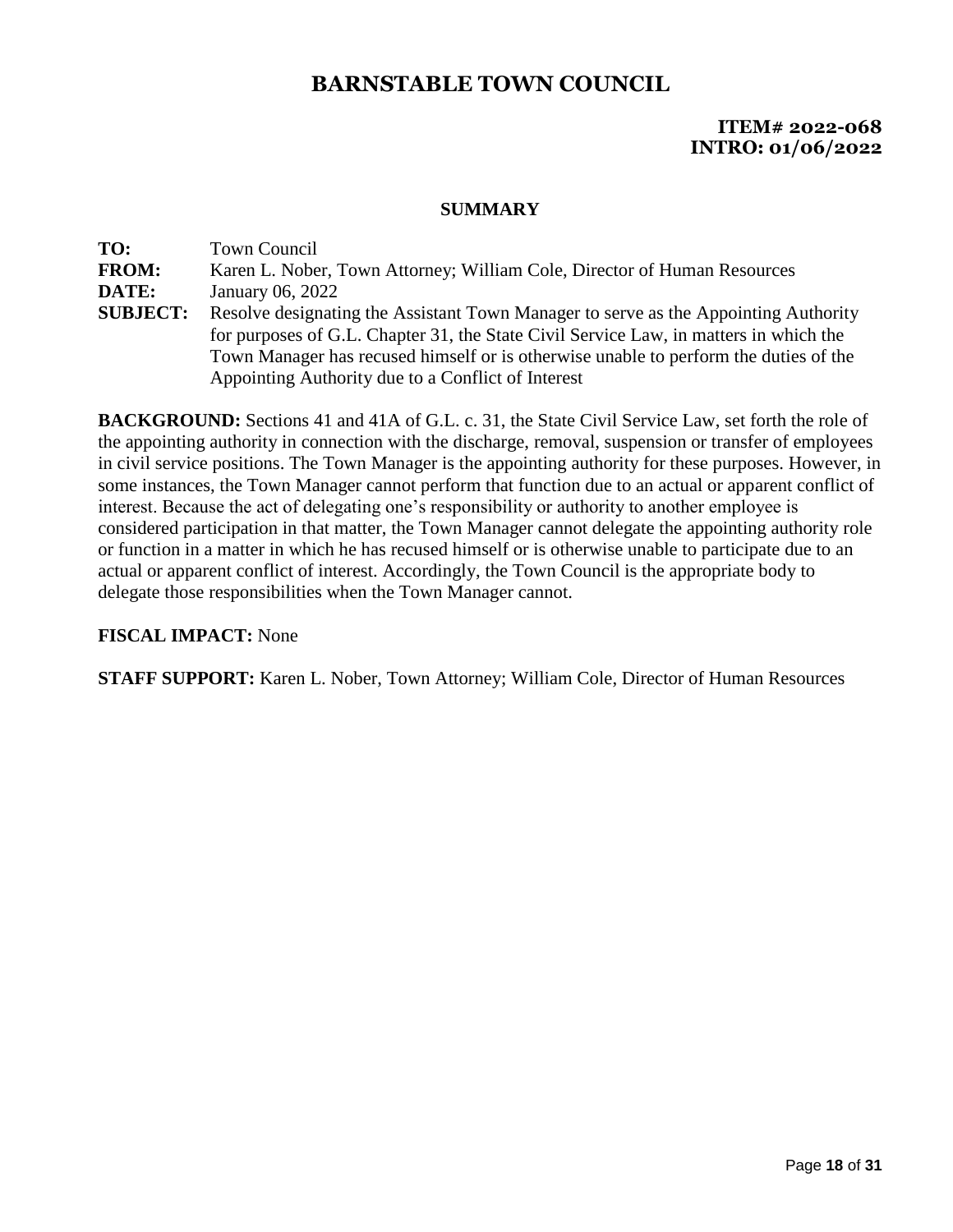# BARNSTABLE TOWN COUNCIL

**ITEM# 2022-068**
**INTRO: 01/06/2022**

### SUMMARY

**TO:** Town Council
**FROM:** Karen L. Nober, Town Attorney; William Cole, Director of Human Resources
**DATE:** January 06, 2022
**SUBJECT:** Resolve designating the Assistant Town Manager to serve as the Appointing Authority for purposes of G.L. Chapter 31, the State Civil Service Law, in matters in which the Town Manager has recused himself or is otherwise unable to perform the duties of the Appointing Authority due to a Conflict of Interest

**BACKGROUND:** Sections 41 and 41A of G.L. c. 31, the State Civil Service Law, set forth the role of the appointing authority in connection with the discharge, removal, suspension or transfer of employees in civil service positions. The Town Manager is the appointing authority for these purposes. However, in some instances, the Town Manager cannot perform that function due to an actual or apparent conflict of interest. Because the act of delegating one's responsibility or authority to another employee is considered participation in that matter, the Town Manager cannot delegate the appointing authority role or function in a matter in which he has recused himself or is otherwise unable to participate due to an actual or apparent conflict of interest. Accordingly, the Town Council is the appropriate body to delegate those responsibilities when the Town Manager cannot.

**FISCAL IMPACT:** None

**STAFF SUPPORT:** Karen L. Nober, Town Attorney; William Cole, Director of Human Resources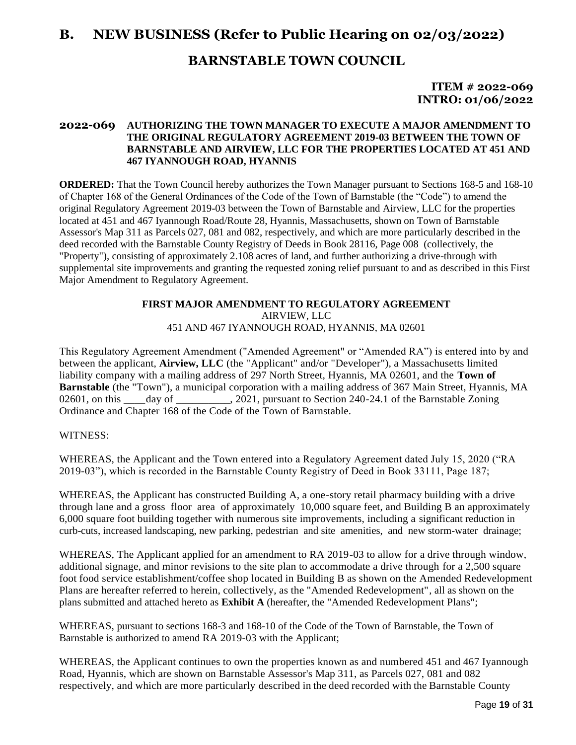# B. NEW BUSINESS (Refer to Public Hearing on 02/03/2022)

## BARNSTABLE TOWN COUNCIL

**ITEM # 2022-069**
**INTRO: 01/06/2022**

**2022-069 AUTHORIZING THE TOWN MANAGER TO EXECUTE A MAJOR AMENDMENT TO THE ORIGINAL REGULATORY AGREEMENT 2019-03 BETWEEN THE TOWN OF BARNSTABLE AND AIRVIEW, LLC FOR THE PROPERTIES LOCATED AT 451 AND 467 IYANNOUGH ROAD, HYANNIS**

**ORDERED:** That the Town Council hereby authorizes the Town Manager pursuant to Sections 168-5 and 168-10 of Chapter 168 of the General Ordinances of the Code of the Town of Barnstable (the "Code") to amend the original Regulatory Agreement 2019-03 between the Town of Barnstable and Airview, LLC for the properties located at 451 and 467 Iyannough Road/Route 28, Hyannis, Massachusetts, shown on Town of Barnstable Assessor's Map 311 as Parcels 027, 081 and 082, respectively, and which are more particularly described in the deed recorded with the Barnstable County Registry of Deeds in Book 28116, Page 008 (collectively, the "Property"), consisting of approximately 2.108 acres of land, and further authorizing a drive-through with supplemental site improvements and granting the requested zoning relief pursuant to and as described in this First Major Amendment to Regulatory Agreement.

**FIRST MAJOR AMENDMENT TO REGULATORY AGREEMENT**
AIRVIEW, LLC
451 AND 467 IYANNOUGH ROAD, HYANNIS, MA 02601

This Regulatory Agreement Amendment ("Amended Agreement" or "Amended RA") is entered into by and between the applicant, **Airview, LLC** (the "Applicant" and/or "Developer"), a Massachusetts limited liability company with a mailing address of 297 North Street, Hyannis, MA 02601, and the **Town of Barnstable** (the "Town"), a municipal corporation with a mailing address of 367 Main Street, Hyannis, MA 02601, on this ____day of __________, 2021, pursuant to Section 240-24.1 of the Barnstable Zoning Ordinance and Chapter 168 of the Code of the Town of Barnstable.

WITNESS:

WHEREAS, the Applicant and the Town entered into a Regulatory Agreement dated July 15, 2020 ("RA 2019-03"), which is recorded in the Barnstable County Registry of Deed in Book 33111, Page 187;

WHEREAS, the Applicant has constructed Building A, a one-story retail pharmacy building with a drive through lane and a gross floor area of approximately 10,000 square feet, and Building B an approximately 6,000 square foot building together with numerous site improvements, including a significant reduction in curb-cuts, increased landscaping, new parking, pedestrian and site amenities, and new storm-water drainage;

WHEREAS, The Applicant applied for an amendment to RA 2019-03 to allow for a drive through window, additional signage, and minor revisions to the site plan to accommodate a drive through for a 2,500 square foot food service establishment/coffee shop located in Building B as shown on the Amended Redevelopment Plans are hereafter referred to herein, collectively, as the "Amended Redevelopment", all as shown on the plans submitted and attached hereto as **Exhibit A** (hereafter, the "Amended Redevelopment Plans";

WHEREAS, pursuant to sections 168-3 and 168-10 of the Code of the Town of Barnstable, the Town of Barnstable is authorized to amend RA 2019-03 with the Applicant;

WHEREAS, the Applicant continues to own the properties known as and numbered 451 and 467 Iyannough Road, Hyannis, which are shown on Barnstable Assessor's Map 311, as Parcels 027, 081 and 082 respectively, and which are more particularly described in the deed recorded with the Barnstable County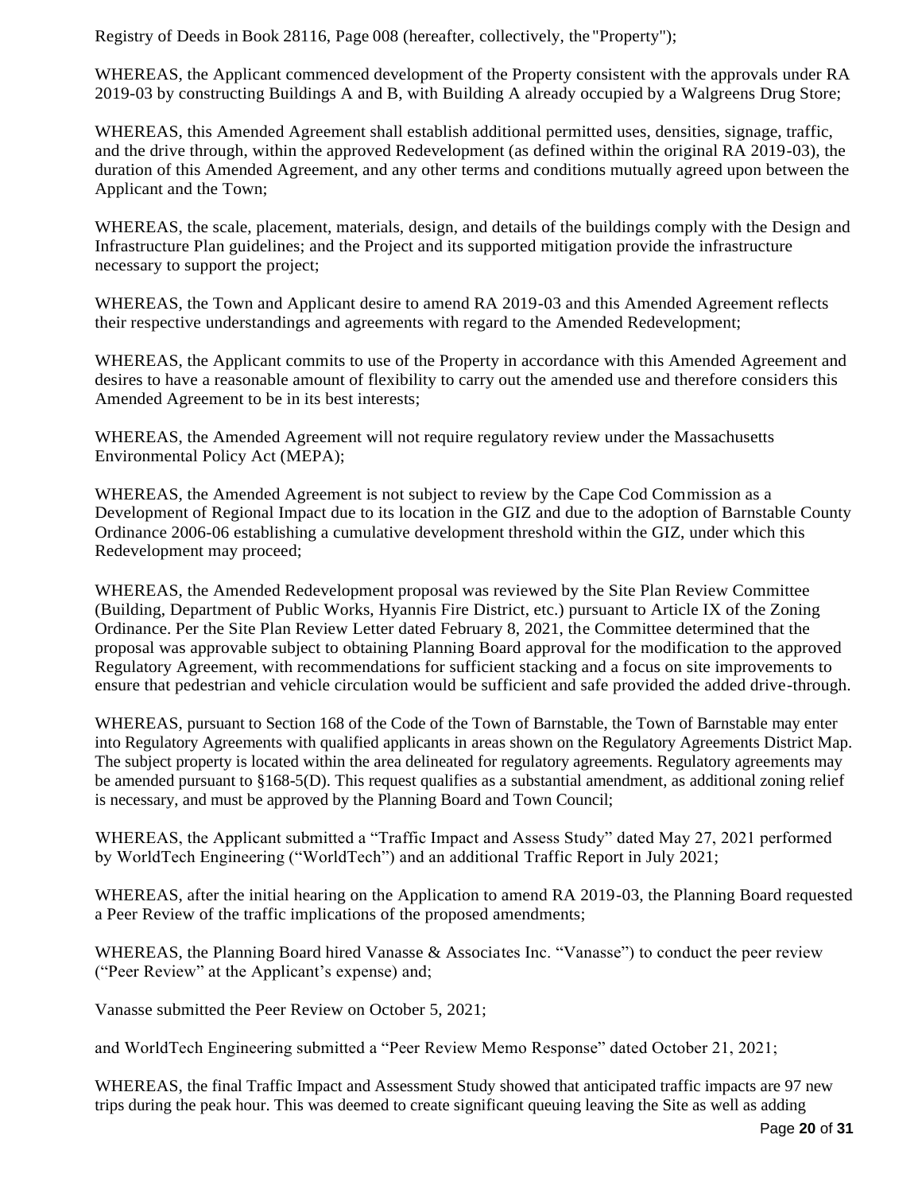Registry of Deeds in Book 28116, Page 008 (hereafter, collectively, the "Property");

WHEREAS, the Applicant commenced development of the Property consistent with the approvals under RA 2019-03 by constructing Buildings A and B, with Building A already occupied by a Walgreens Drug Store;

WHEREAS, this Amended Agreement shall establish additional permitted uses, densities, signage, traffic, and the drive through, within the approved Redevelopment (as defined within the original RA 2019-03), the duration of this Amended Agreement, and any other terms and conditions mutually agreed upon between the Applicant and the Town;

WHEREAS, the scale, placement, materials, design, and details of the buildings comply with the Design and Infrastructure Plan guidelines; and the Project and its supported mitigation provide the infrastructure necessary to support the project;

WHEREAS, the Town and Applicant desire to amend RA 2019-03 and this Amended Agreement reflects their respective understandings and agreements with regard to the Amended Redevelopment;

WHEREAS, the Applicant commits to use of the Property in accordance with this Amended Agreement and desires to have a reasonable amount of flexibility to carry out the amended use and therefore considers this Amended Agreement to be in its best interests;

WHEREAS, the Amended Agreement will not require regulatory review under the Massachusetts Environmental Policy Act (MEPA);

WHEREAS, the Amended Agreement is not subject to review by the Cape Cod Commission as a Development of Regional Impact due to its location in the GIZ and due to the adoption of Barnstable County Ordinance 2006-06 establishing a cumulative development threshold within the GIZ, under which this Redevelopment may proceed;

WHEREAS, the Amended Redevelopment proposal was reviewed by the Site Plan Review Committee (Building, Department of Public Works, Hyannis Fire District, etc.) pursuant to Article IX of the Zoning Ordinance. Per the Site Plan Review Letter dated February 8, 2021, the Committee determined that the proposal was approvable subject to obtaining Planning Board approval for the modification to the approved Regulatory Agreement, with recommendations for sufficient stacking and a focus on site improvements to ensure that pedestrian and vehicle circulation would be sufficient and safe provided the added drive-through.

WHEREAS, pursuant to Section 168 of the Code of the Town of Barnstable, the Town of Barnstable may enter into Regulatory Agreements with qualified applicants in areas shown on the Regulatory Agreements District Map. The subject property is located within the area delineated for regulatory agreements. Regulatory agreements may be amended pursuant to §168-5(D). This request qualifies as a substantial amendment, as additional zoning relief is necessary, and must be approved by the Planning Board and Town Council;

WHEREAS, the Applicant submitted a "Traffic Impact and Assess Study" dated May 27, 2021 performed by WorldTech Engineering ("WorldTech") and an additional Traffic Report in July 2021;

WHEREAS, after the initial hearing on the Application to amend RA 2019-03, the Planning Board requested a Peer Review of the traffic implications of the proposed amendments;

WHEREAS, the Planning Board hired Vanasse & Associates Inc. "Vanasse") to conduct the peer review ("Peer Review" at the Applicant's expense) and;

Vanasse submitted the Peer Review on October 5, 2021;

and WorldTech Engineering submitted a "Peer Review Memo Response" dated October 21, 2021;

WHEREAS, the final Traffic Impact and Assessment Study showed that anticipated traffic impacts are 97 new trips during the peak hour. This was deemed to create significant queuing leaving the Site as well as adding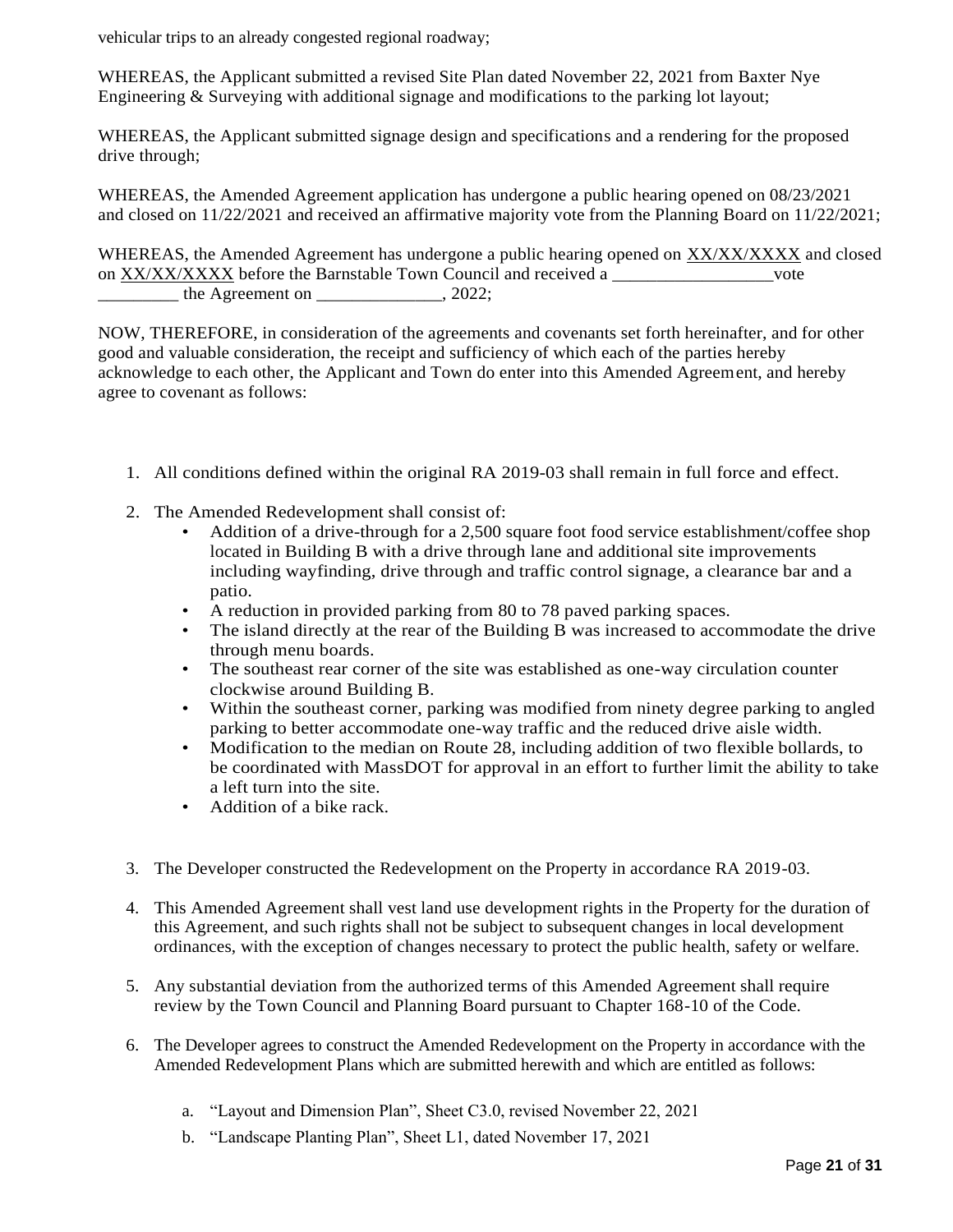vehicular trips to an already congested regional roadway;

WHEREAS, the Applicant submitted a revised Site Plan dated November 22, 2021 from Baxter Nye Engineering & Surveying with additional signage and modifications to the parking lot layout;

WHEREAS, the Applicant submitted signage design and specifications and a rendering for the proposed drive through;

WHEREAS, the Amended Agreement application has undergone a public hearing opened on 08/23/2021 and closed on 11/22/2021 and received an affirmative majority vote from the Planning Board on 11/22/2021;

WHEREAS, the Amended Agreement has undergone a public hearing opened on XX/XX/XXXX and closed on XX/XX/XXXX before the Barnstable Town Council and received a __________________vote _________ the Agreement on ______________, 2022;

NOW, THEREFORE, in consideration of the agreements and covenants set forth hereinafter, and for other good and valuable consideration, the receipt and sufficiency of which each of the parties hereby acknowledge to each other, the Applicant and Town do enter into this Amended Agreement, and hereby agree to covenant as follows:

1. All conditions defined within the original RA 2019-03 shall remain in full force and effect.
2. The Amended Redevelopment shall consist of:
   - Addition of a drive-through for a 2,500 square foot food service establishment/coffee shop located in Building B with a drive through lane and additional site improvements including wayfinding, drive through and traffic control signage, a clearance bar and a patio.
   - A reduction in provided parking from 80 to 78 paved parking spaces.
   - The island directly at the rear of the Building B was increased to accommodate the drive through menu boards.
   - The southeast rear corner of the site was established as one-way circulation counter clockwise around Building B.
   - Within the southeast corner, parking was modified from ninety degree parking to angled parking to better accommodate one-way traffic and the reduced drive aisle width.
   - Modification to the median on Route 28, including addition of two flexible bollards, to be coordinated with MassDOT for approval in an effort to further limit the ability to take a left turn into the site.
   - Addition of a bike rack.
3. The Developer constructed the Redevelopment on the Property in accordance RA 2019-03.
4. This Amended Agreement shall vest land use development rights in the Property for the duration of this Agreement, and such rights shall not be subject to subsequent changes in local development ordinances, with the exception of changes necessary to protect the public health, safety or welfare.
5. Any substantial deviation from the authorized terms of this Amended Agreement shall require review by the Town Council and Planning Board pursuant to Chapter 168-10 of the Code.
6. The Developer agrees to construct the Amended Redevelopment on the Property in accordance with the Amended Redevelopment Plans which are submitted herewith and which are entitled as follows:
   a. "Layout and Dimension Plan", Sheet C3.0, revised November 22, 2021
   b. "Landscape Planting Plan", Sheet L1, dated November 17, 2021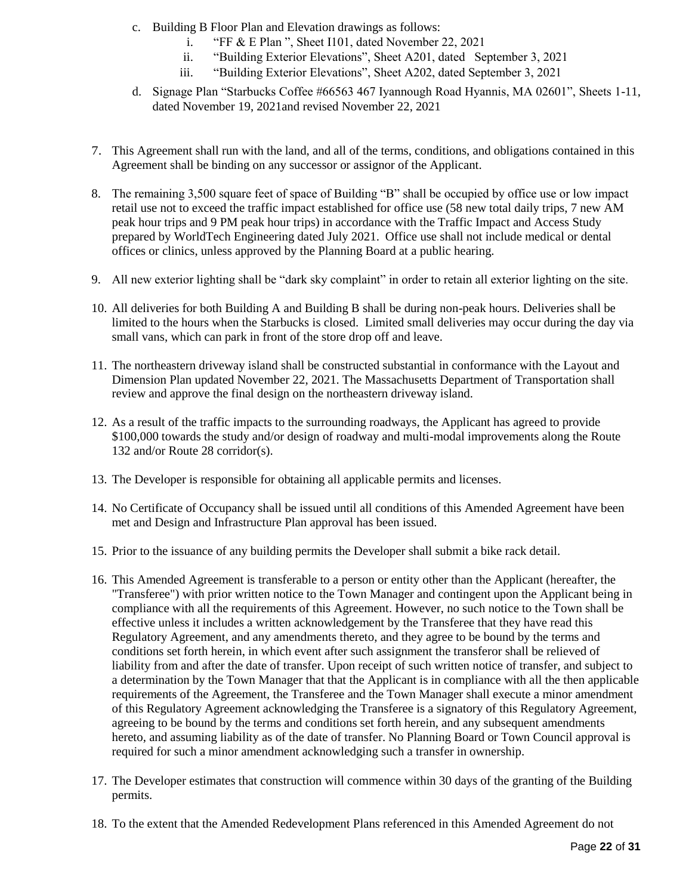c. Building B Floor Plan and Elevation drawings as follows:
    i. "FF & E Plan ", Sheet I101, dated November 22, 2021
    ii. "Building Exterior Elevations", Sheet A201, dated September 3, 2021
    iii. "Building Exterior Elevations", Sheet A202, dated September 3, 2021

d. Signage Plan "Starbucks Coffee #66563 467 Iyannough Road Hyannis, MA 02601", Sheets 1-11, dated November 19, 2021and revised November 22, 2021

7. This Agreement shall run with the land, and all of the terms, conditions, and obligations contained in this Agreement shall be binding on any successor or assignor of the Applicant.

8. The remaining 3,500 square feet of space of Building "B" shall be occupied by office use or low impact retail use not to exceed the traffic impact established for office use (58 new total daily trips, 7 new AM peak hour trips and 9 PM peak hour trips) in accordance with the Traffic Impact and Access Study prepared by WorldTech Engineering dated July 2021. Office use shall not include medical or dental offices or clinics, unless approved by the Planning Board at a public hearing.

9. All new exterior lighting shall be "dark sky complaint" in order to retain all exterior lighting on the site.

10. All deliveries for both Building A and Building B shall be during non-peak hours. Deliveries shall be limited to the hours when the Starbucks is closed. Limited small deliveries may occur during the day via small vans, which can park in front of the store drop off and leave.

11. The northeastern driveway island shall be constructed substantial in conformance with the Layout and Dimension Plan updated November 22, 2021. The Massachusetts Department of Transportation shall review and approve the final design on the northeastern driveway island.

12. As a result of the traffic impacts to the surrounding roadways, the Applicant has agreed to provide $100,000 towards the study and/or design of roadway and multi-modal improvements along the Route 132 and/or Route 28 corridor(s).

13. The Developer is responsible for obtaining all applicable permits and licenses.

14. No Certificate of Occupancy shall be issued until all conditions of this Amended Agreement have been met and Design and Infrastructure Plan approval has been issued.

15. Prior to the issuance of any building permits the Developer shall submit a bike rack detail.

16. This Amended Agreement is transferable to a person or entity other than the Applicant (hereafter, the "Transferee") with prior written notice to the Town Manager and contingent upon the Applicant being in compliance with all the requirements of this Agreement. However, no such notice to the Town shall be effective unless it includes a written acknowledgement by the Transferee that they have read this Regulatory Agreement, and any amendments thereto, and they agree to be bound by the terms and conditions set forth herein, in which event after such assignment the transferor shall be relieved of liability from and after the date of transfer. Upon receipt of such written notice of transfer, and subject to a determination by the Town Manager that that the Applicant is in compliance with all the then applicable requirements of the Agreement, the Transferee and the Town Manager shall execute a minor amendment of this Regulatory Agreement acknowledging the Transferee is a signatory of this Regulatory Agreement, agreeing to be bound by the terms and conditions set forth herein, and any subsequent amendments hereto, and assuming liability as of the date of transfer. No Planning Board or Town Council approval is required for such a minor amendment acknowledging such a transfer in ownership.

17. The Developer estimates that construction will commence within 30 days of the granting of the Building permits.

18. To the extent that the Amended Redevelopment Plans referenced in this Amended Agreement do not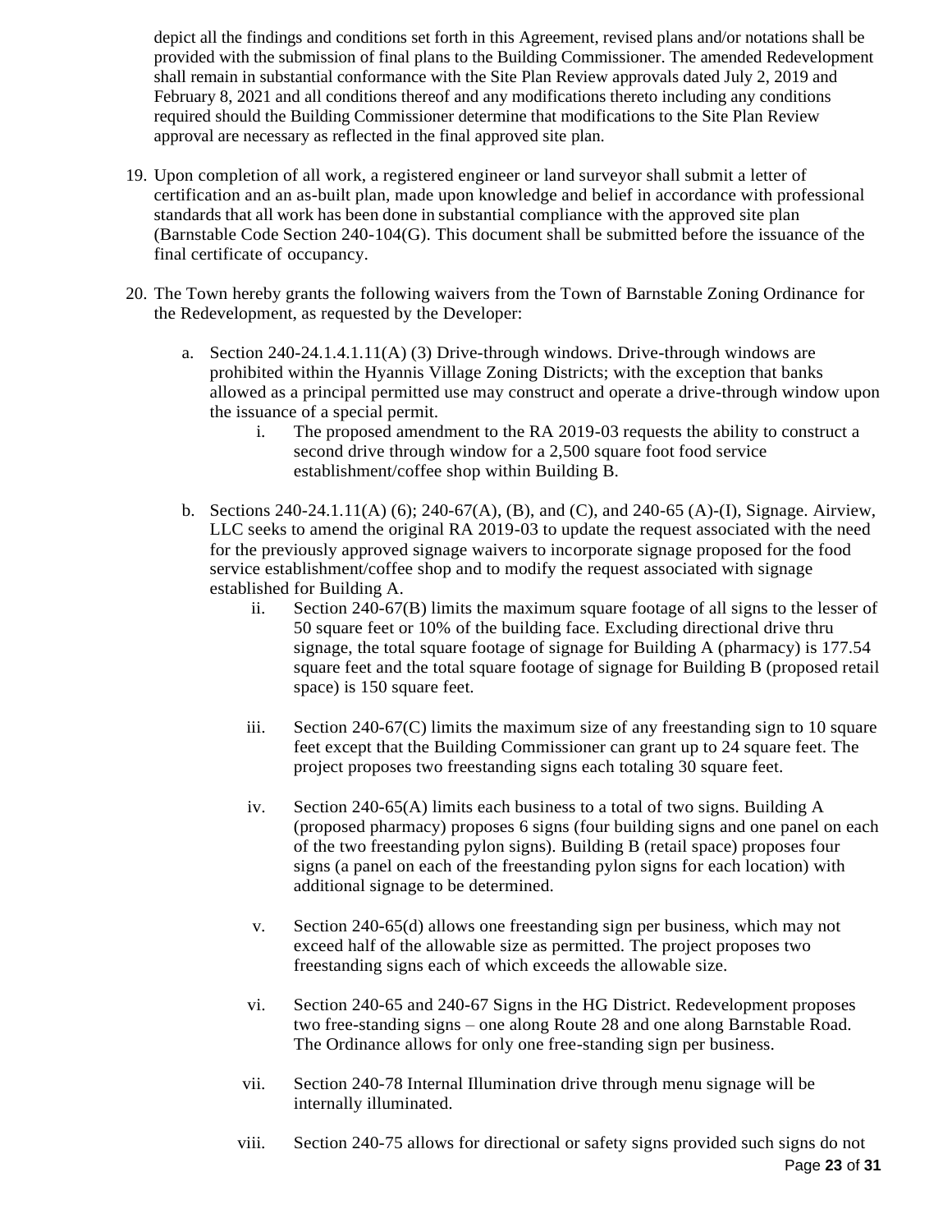depict all the findings and conditions set forth in this Agreement, revised plans and/or notations shall be provided with the submission of final plans to the Building Commissioner. The amended Redevelopment shall remain in substantial conformance with the Site Plan Review approvals dated July 2, 2019 and February 8, 2021 and all conditions thereof and any modifications thereto including any conditions required should the Building Commissioner determine that modifications to the Site Plan Review approval are necessary as reflected in the final approved site plan.

19. Upon completion of all work, a registered engineer or land surveyor shall submit a letter of certification and an as-built plan, made upon knowledge and belief in accordance with professional standards that all work has been done in substantial compliance with the approved site plan (Barnstable Code Section 240-104(G). This document shall be submitted before the issuance of the final certificate of occupancy.

20. The Town hereby grants the following waivers from the Town of Barnstable Zoning Ordinance for the Redevelopment, as requested by the Developer:

    a. Section 240-24.1.4.1.11(A) (3) Drive-through windows. Drive-through windows are prohibited within the Hyannis Village Zoning Districts; with the exception that banks allowed as a principal permitted use may construct and operate a drive-through window upon the issuance of a special permit.

        i. The proposed amendment to the RA 2019-03 requests the ability to construct a second drive through window for a 2,500 square foot food service establishment/coffee shop within Building B.

    b. Sections 240-24.1.11(A) (6); 240-67(A), (B), and (C), and 240-65 (A)-(I), Signage. Airview, LLC seeks to amend the original RA 2019-03 to update the request associated with the need for the previously approved signage waivers to incorporate signage proposed for the food service establishment/coffee shop and to modify the request associated with signage established for Building A.

        ii. Section 240-67(B) limits the maximum square footage of all signs to the lesser of 50 square feet or 10% of the building face. Excluding directional drive thru signage, the total square footage of signage for Building A (pharmacy) is 177.54 square feet and the total square footage of signage for Building B (proposed retail space) is 150 square feet.

        iii. Section 240-67(C) limits the maximum size of any freestanding sign to 10 square feet except that the Building Commissioner can grant up to 24 square feet. The project proposes two freestanding signs each totaling 30 square feet.

        iv. Section 240-65(A) limits each business to a total of two signs. Building A (proposed pharmacy) proposes 6 signs (four building signs and one panel on each of the two freestanding pylon signs). Building B (retail space) proposes four signs (a panel on each of the freestanding pylon signs for each location) with additional signage to be determined.

        v. Section 240-65(d) allows one freestanding sign per business, which may not exceed half of the allowable size as permitted. The project proposes two freestanding signs each of which exceeds the allowable size.

        vi. Section 240-65 and 240-67 Signs in the HG District. Redevelopment proposes two free-standing signs – one along Route 28 and one along Barnstable Road. The Ordinance allows for only one free-standing sign per business.

        vii. Section 240-78 Internal Illumination drive through menu signage will be internally illuminated.

        viii. Section 240-75 allows for directional or safety signs provided such signs do not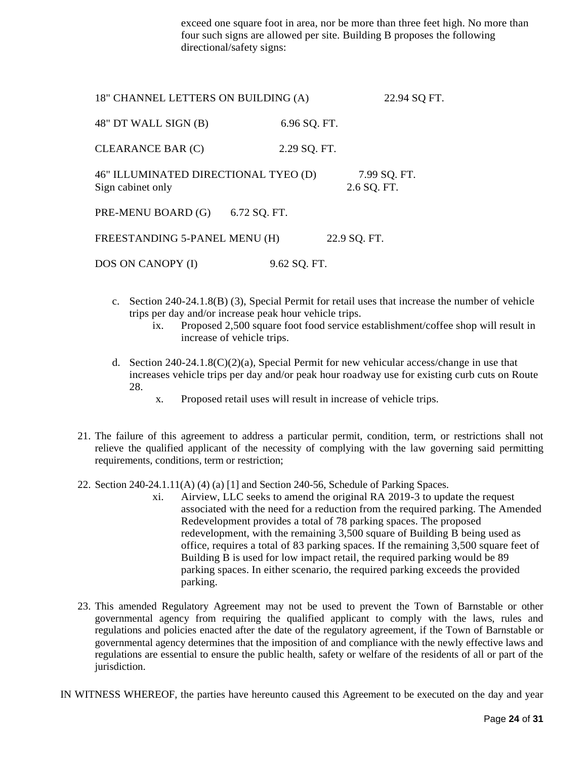exceed one square foot in area, nor be more than three feet high. No more than four such signs are allowed per site. Building B proposes the following directional/safety signs:

| | |
|---|---|
| 18" CHANNEL LETTERS ON BUILDING (A) | 22.94 SQ FT. |
| 48" DT WALL SIGN (B) | 6.96 SQ. FT. |
| CLEARANCE BAR (C) | 2.29 SQ. FT. |
| 46" ILLUMINATED DIRECTIONAL TYEO (D) | 7.99 SQ. FT. |
| Sign cabinet only | 2.6 SQ. FT. |
| PRE-MENU BOARD (G) | 6.72 SQ. FT. |
| FREESTANDING 5-PANEL MENU (H) | 22.9 SQ. FT. |
| DOS ON CANOPY (I) | 9.62 SQ. FT. |

c. Section 240-24.1.8(B) (3), Special Permit for retail uses that increase the number of vehicle trips per day and/or increase peak hour vehicle trips.
   ix. Proposed 2,500 square foot food service establishment/coffee shop will result in increase of vehicle trips.

d. Section 240-24.1.8(C)(2)(a), Special Permit for new vehicular access/change in use that increases vehicle trips per day and/or peak hour roadway use for existing curb cuts on Route 28.
   x. Proposed retail uses will result in increase of vehicle trips.

21. The failure of this agreement to address a particular permit, condition, term, or restrictions shall not relieve the qualified applicant of the necessity of complying with the law governing said permitting requirements, conditions, term or restriction;

22. Section 240-24.1.11(A) (4) (a) [1] and Section 240-56, Schedule of Parking Spaces.
   xi. Airview, LLC seeks to amend the original RA 2019-3 to update the request associated with the need for a reduction from the required parking. The Amended Redevelopment provides a total of 78 parking spaces. The proposed redevelopment, with the remaining 3,500 square of Building B being used as office, requires a total of 83 parking spaces. If the remaining 3,500 square feet of Building B is used for low impact retail, the required parking would be 89 parking spaces. In either scenario, the required parking exceeds the provided parking.

23. This amended Regulatory Agreement may not be used to prevent the Town of Barnstable or other governmental agency from requiring the qualified applicant to comply with the laws, rules and regulations and policies enacted after the date of the regulatory agreement, if the Town of Barnstable or governmental agency determines that the imposition of and compliance with the newly effective laws and regulations are essential to ensure the public health, safety or welfare of the residents of all or part of the jurisdiction.

IN WITNESS WHEREOF, the parties have hereunto caused this Agreement to be executed on the day and year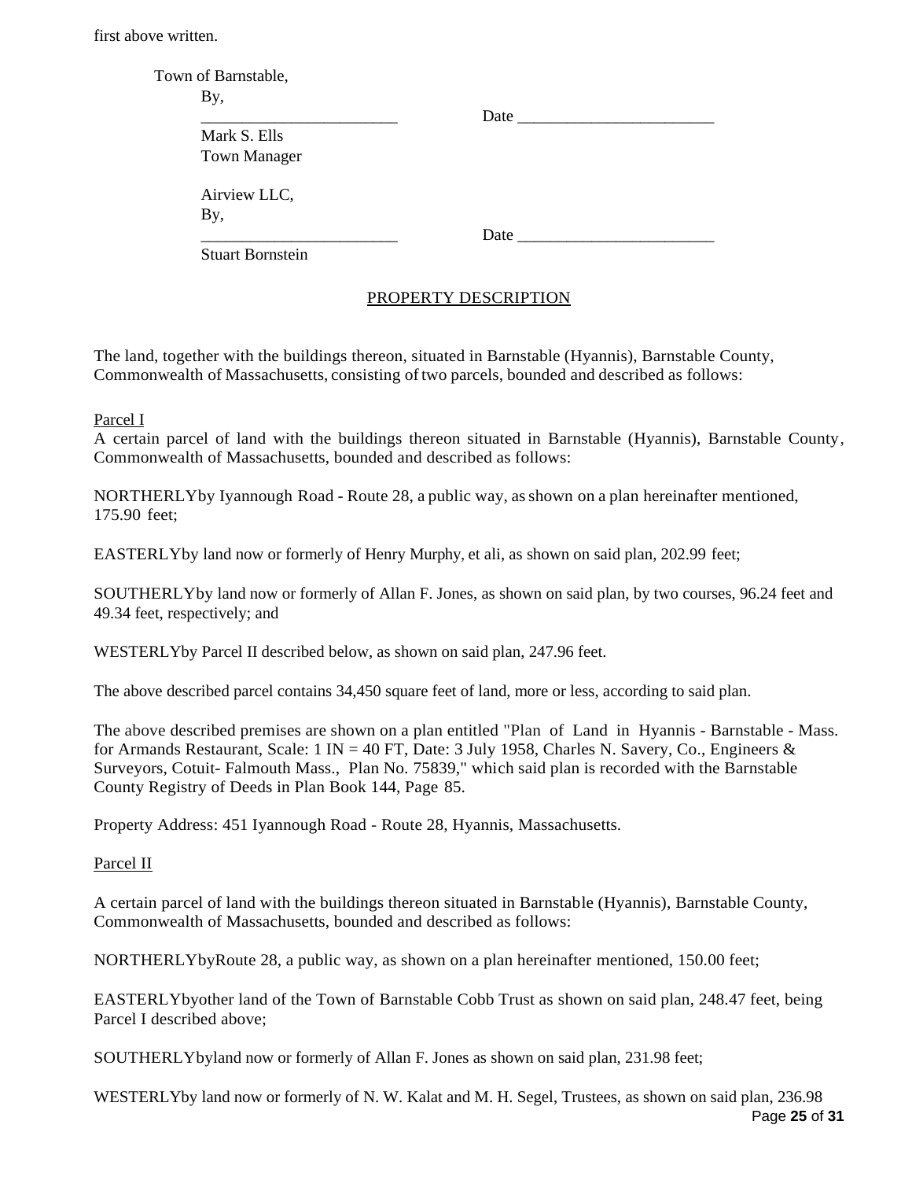first above written.

Town of Barnstable,

By,

________________________ Date ________________________

Mark S. Ells

Town Manager

Airview LLC,

By,

________________________ Date ________________________

Stuart Bornstein

## PROPERTY DESCRIPTION

The land, together with the buildings thereon, situated in Barnstable (Hyannis), Barnstable County, Commonwealth of Massachusetts, consisting of two parcels, bounded and described as follows:

Parcel I

A certain parcel of land with the buildings thereon situated in Barnstable (Hyannis), Barnstable County, Commonwealth of Massachusetts, bounded and described as follows:

NORTHERLYby Iyannough Road - Route 28, a public way, as shown on a plan hereinafter mentioned, 175.90 feet;

EASTERLYby land now or formerly of Henry Murphy, et ali, as shown on said plan, 202.99 feet;

SOUTHERLYby land now or formerly of Allan F. Jones, as shown on said plan, by two courses, 96.24 feet and 49.34 feet, respectively; and

WESTERLYby Parcel II described below, as shown on said plan, 247.96 feet.

The above described parcel contains 34,450 square feet of land, more or less, according to said plan.

The above described premises are shown on a plan entitled "Plan of Land in Hyannis - Barnstable - Mass. for Armands Restaurant, Scale: 1 IN = 40 FT, Date: 3 July 1958, Charles N. Savery, Co., Engineers & Surveyors, Cotuit- Falmouth Mass., Plan No. 75839," which said plan is recorded with the Barnstable County Registry of Deeds in Plan Book 144, Page 85.

Property Address: 451 Iyannough Road - Route 28, Hyannis, Massachusetts.

Parcel II

A certain parcel of land with the buildings thereon situated in Barnstable (Hyannis), Barnstable County, Commonwealth of Massachusetts, bounded and described as follows:

NORTHERLYbyRoute 28, a public way, as shown on a plan hereinafter mentioned, 150.00 feet;

EASTERLYbyother land of the Town of Barnstable Cobb Trust as shown on said plan, 248.47 feet, being Parcel I described above;

SOUTHERLYbyland now or formerly of Allan F. Jones as shown on said plan, 231.98 feet;

WESTERLYby land now or formerly of N. W. Kalat and M. H. Segel, Trustees, as shown on said plan, 236.98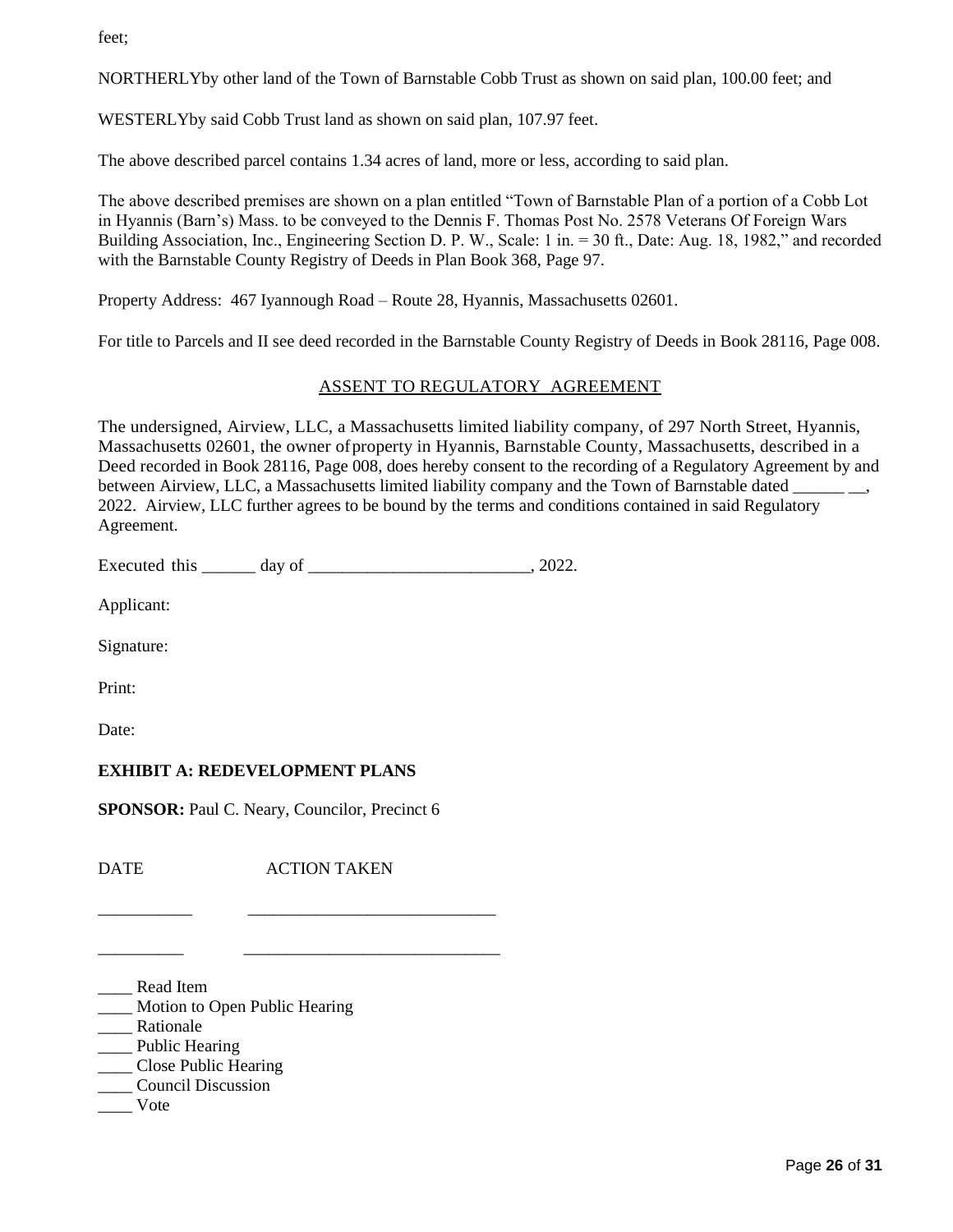feet;

NORTHERLYby other land of the Town of Barnstable Cobb Trust as shown on said plan, 100.00 feet; and

WESTERLYby said Cobb Trust land as shown on said plan, 107.97 feet.

The above described parcel contains 1.34 acres of land, more or less, according to said plan.

The above described premises are shown on a plan entitled "Town of Barnstable Plan of a portion of a Cobb Lot in Hyannis (Barn's) Mass. to be conveyed to the Dennis F. Thomas Post No. 2578 Veterans Of Foreign Wars Building Association, Inc., Engineering Section D. P. W., Scale: 1 in. = 30 ft., Date: Aug. 18, 1982," and recorded with the Barnstable County Registry of Deeds in Plan Book 368, Page 97.

Property Address: 467 Iyannough Road – Route 28, Hyannis, Massachusetts 02601.

For title to Parcels and II see deed recorded in the Barnstable County Registry of Deeds in Book 28116, Page 008.

## ASSENT TO REGULATORY AGREEMENT

The undersigned, Airview, LLC, a Massachusetts limited liability company, of 297 North Street, Hyannis, Massachusetts 02601, the owner of property in Hyannis, Barnstable County, Massachusetts, described in a Deed recorded in Book 28116, Page 008, does hereby consent to the recording of a Regulatory Agreement by and between Airview, LLC, a Massachusetts limited liability company and the Town of Barnstable dated ______ __, 2022. Airview, LLC further agrees to be bound by the terms and conditions contained in said Regulatory Agreement.

Executed this ______ day of __________________________, 2022.

Applicant:

Signature:

Print:

Date:

**EXHIBIT A: REDEVELOPMENT PLANS**

**SPONSOR:** Paul C. Neary, Councilor, Precinct 6

DATE ACTION TAKEN

___________ _____________________________

__________ ______________________________

____ Read Item
____ Motion to Open Public Hearing
____ Rationale
____ Public Hearing
____ Close Public Hearing
____ Council Discussion
____ Vote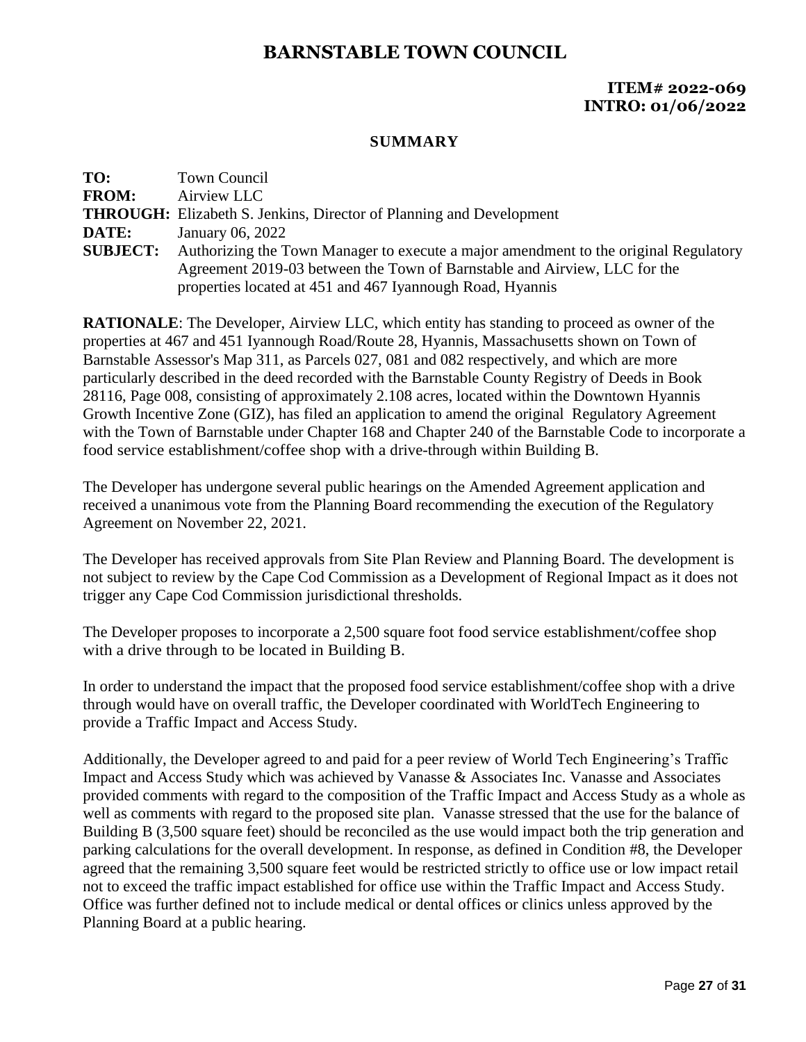# BARNSTABLE TOWN COUNCIL

**ITEM# 2022-069**
**INTRO: 01/06/2022**

## SUMMARY

**TO:** Town Council
**FROM:** Airview LLC
**THROUGH:** Elizabeth S. Jenkins, Director of Planning and Development
**DATE:** January 06, 2022
**SUBJECT:** Authorizing the Town Manager to execute a major amendment to the original Regulatory Agreement 2019-03 between the Town of Barnstable and Airview, LLC for the properties located at 451 and 467 Iyannough Road, Hyannis

**RATIONALE**: The Developer, Airview LLC, which entity has standing to proceed as owner of the properties at 467 and 451 Iyannough Road/Route 28, Hyannis, Massachusetts shown on Town of Barnstable Assessor's Map 311, as Parcels 027, 081 and 082 respectively, and which are more particularly described in the deed recorded with the Barnstable County Registry of Deeds in Book 28116, Page 008, consisting of approximately 2.108 acres, located within the Downtown Hyannis Growth Incentive Zone (GIZ), has filed an application to amend the original Regulatory Agreement with the Town of Barnstable under Chapter 168 and Chapter 240 of the Barnstable Code to incorporate a food service establishment/coffee shop with a drive-through within Building B.

The Developer has undergone several public hearings on the Amended Agreement application and received a unanimous vote from the Planning Board recommending the execution of the Regulatory Agreement on November 22, 2021.

The Developer has received approvals from Site Plan Review and Planning Board. The development is not subject to review by the Cape Cod Commission as a Development of Regional Impact as it does not trigger any Cape Cod Commission jurisdictional thresholds.

The Developer proposes to incorporate a 2,500 square foot food service establishment/coffee shop with a drive through to be located in Building B.

In order to understand the impact that the proposed food service establishment/coffee shop with a drive through would have on overall traffic, the Developer coordinated with WorldTech Engineering to provide a Traffic Impact and Access Study.

Additionally, the Developer agreed to and paid for a peer review of World Tech Engineering's Traffic Impact and Access Study which was achieved by Vanasse & Associates Inc. Vanasse and Associates provided comments with regard to the composition of the Traffic Impact and Access Study as a whole as well as comments with regard to the proposed site plan. Vanasse stressed that the use for the balance of Building B (3,500 square feet) should be reconciled as the use would impact both the trip generation and parking calculations for the overall development. In response, as defined in Condition #8, the Developer agreed that the remaining 3,500 square feet would be restricted strictly to office use or low impact retail not to exceed the traffic impact established for office use within the Traffic Impact and Access Study. Office was further defined not to include medical or dental offices or clinics unless approved by the Planning Board at a public hearing.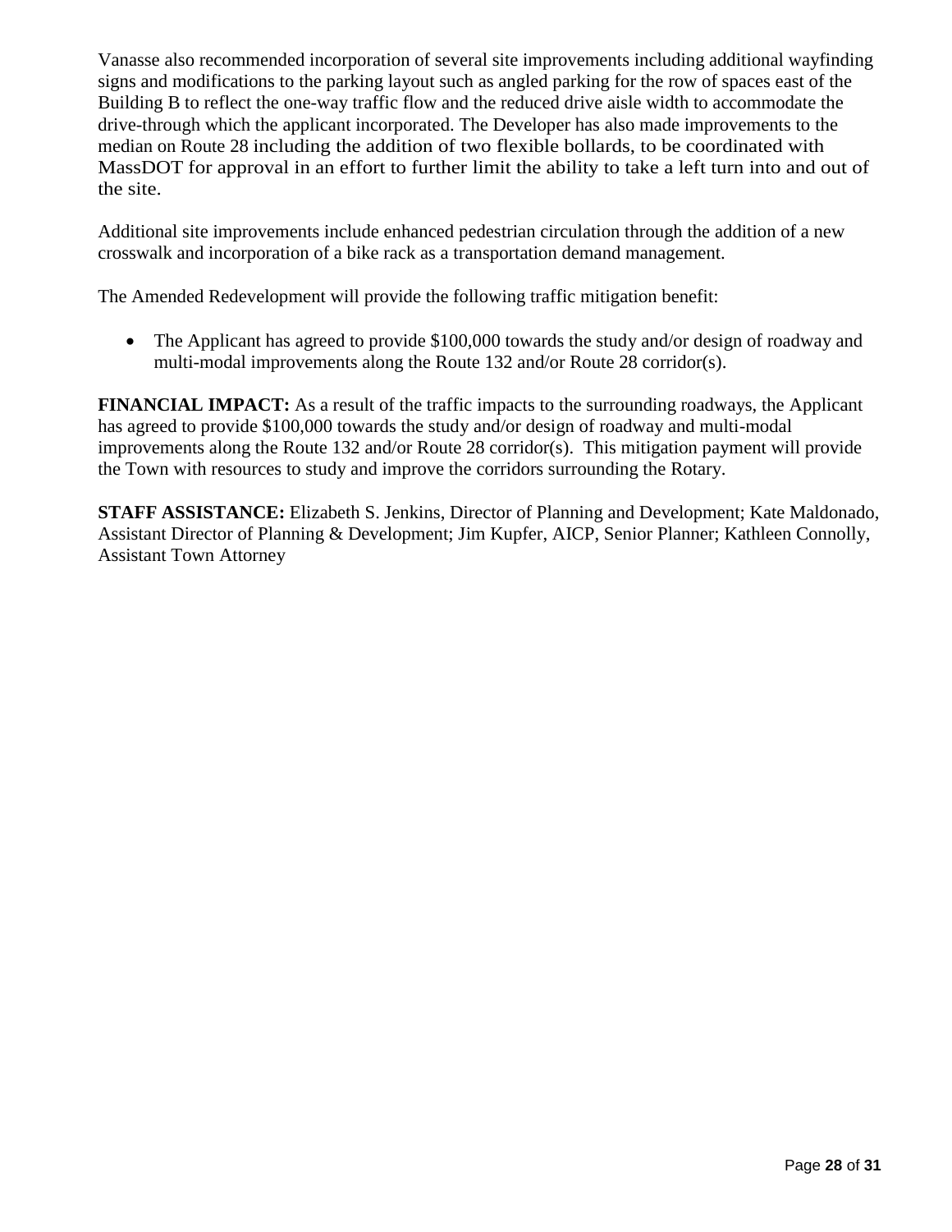Vanasse also recommended incorporation of several site improvements including additional wayfinding signs and modifications to the parking layout such as angled parking for the row of spaces east of the Building B to reflect the one-way traffic flow and the reduced drive aisle width to accommodate the drive-through which the applicant incorporated. The Developer has also made improvements to the median on Route 28 including the addition of two flexible bollards, to be coordinated with MassDOT for approval in an effort to further limit the ability to take a left turn into and out of the site.

Additional site improvements include enhanced pedestrian circulation through the addition of a new crosswalk and incorporation of a bike rack as a transportation demand management.

The Amended Redevelopment will provide the following traffic mitigation benefit:

- The Applicant has agreed to provide $100,000 towards the study and/or design of roadway and multi-modal improvements along the Route 132 and/or Route 28 corridor(s).

**FINANCIAL IMPACT:** As a result of the traffic impacts to the surrounding roadways, the Applicant has agreed to provide $100,000 towards the study and/or design of roadway and multi-modal improvements along the Route 132 and/or Route 28 corridor(s). This mitigation payment will provide the Town with resources to study and improve the corridors surrounding the Rotary.

**STAFF ASSISTANCE:** Elizabeth S. Jenkins, Director of Planning and Development; Kate Maldonado, Assistant Director of Planning & Development; Jim Kupfer, AICP, Senior Planner; Kathleen Connolly, Assistant Town Attorney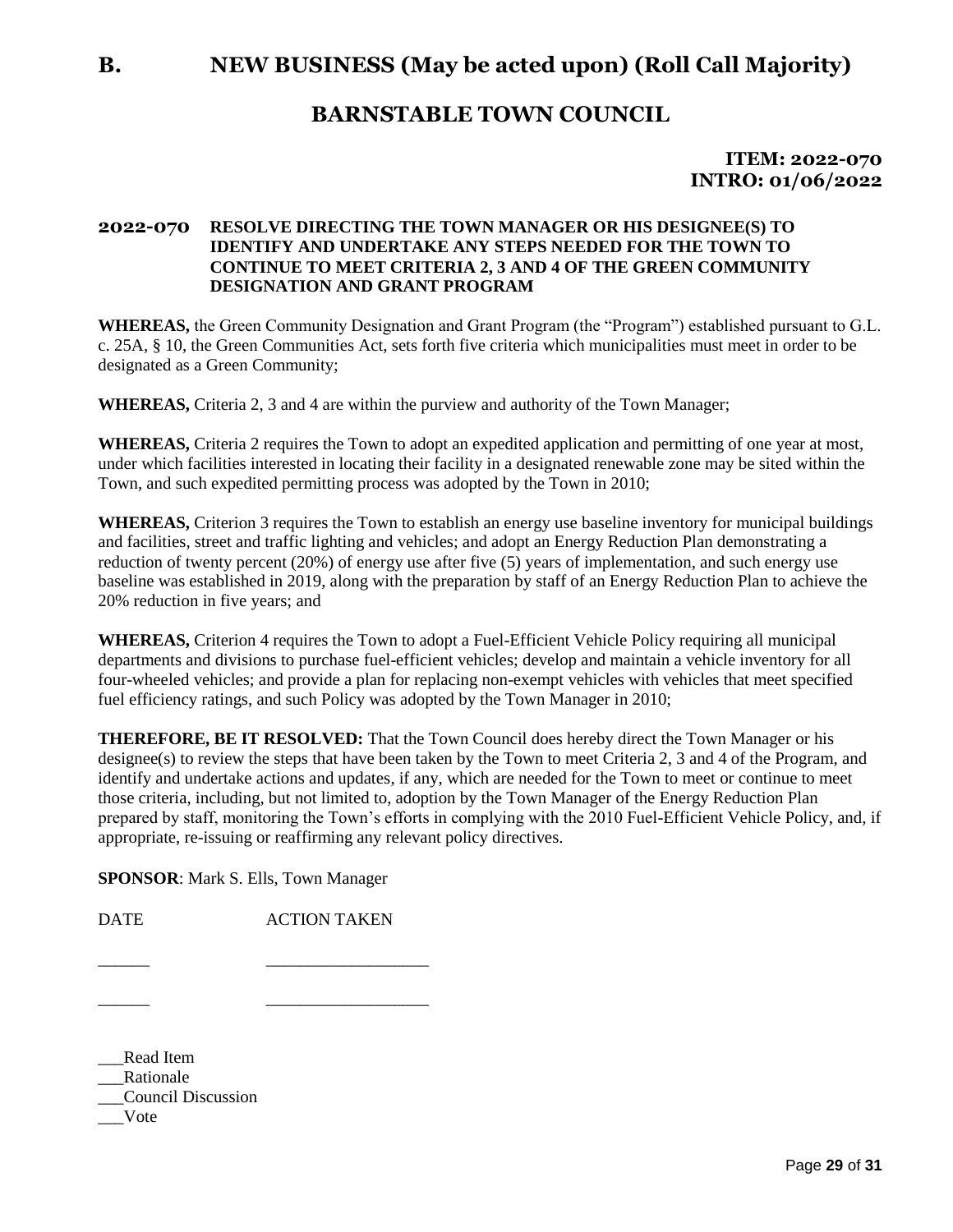# B. NEW BUSINESS (May be acted upon) (Roll Call Majority)

## BARNSTABLE TOWN COUNCIL

**ITEM: 2022-070**
**INTRO: 01/06/2022**

**2022-070 RESOLVE DIRECTING THE TOWN MANAGER OR HIS DESIGNEE(S) TO IDENTIFY AND UNDERTAKE ANY STEPS NEEDED FOR THE TOWN TO CONTINUE TO MEET CRITERIA 2, 3 AND 4 OF THE GREEN COMMUNITY DESIGNATION AND GRANT PROGRAM**

**WHEREAS,** the Green Community Designation and Grant Program (the "Program") established pursuant to G.L. c. 25A, § 10, the Green Communities Act, sets forth five criteria which municipalities must meet in order to be designated as a Green Community;

**WHEREAS,** Criteria 2, 3 and 4 are within the purview and authority of the Town Manager;

**WHEREAS,** Criteria 2 requires the Town to adopt an expedited application and permitting of one year at most, under which facilities interested in locating their facility in a designated renewable zone may be sited within the Town, and such expedited permitting process was adopted by the Town in 2010;

**WHEREAS,** Criterion 3 requires the Town to establish an energy use baseline inventory for municipal buildings and facilities, street and traffic lighting and vehicles; and adopt an Energy Reduction Plan demonstrating a reduction of twenty percent (20%) of energy use after five (5) years of implementation, and such energy use baseline was established in 2019, along with the preparation by staff of an Energy Reduction Plan to achieve the 20% reduction in five years; and

**WHEREAS,** Criterion 4 requires the Town to adopt a Fuel-Efficient Vehicle Policy requiring all municipal departments and divisions to purchase fuel-efficient vehicles; develop and maintain a vehicle inventory for all four-wheeled vehicles; and provide a plan for replacing non-exempt vehicles with vehicles that meet specified fuel efficiency ratings, and such Policy was adopted by the Town Manager in 2010;

**THEREFORE, BE IT RESOLVED:** That the Town Council does hereby direct the Town Manager or his designee(s) to review the steps that have been taken by the Town to meet Criteria 2, 3 and 4 of the Program, and identify and undertake actions and updates, if any, which are needed for the Town to meet or continue to meet those criteria, including, but not limited to, adoption by the Town Manager of the Energy Reduction Plan prepared by staff, monitoring the Town's efforts in complying with the 2010 Fuel-Efficient Vehicle Policy, and, if appropriate, re-issuing or reaffirming any relevant policy directives.

**SPONSOR**: Mark S. Ells, Town Manager

DATE ACTION TAKEN

______ __________________

______ __________________

___Read Item
___Rationale
___Council Discussion
___Vote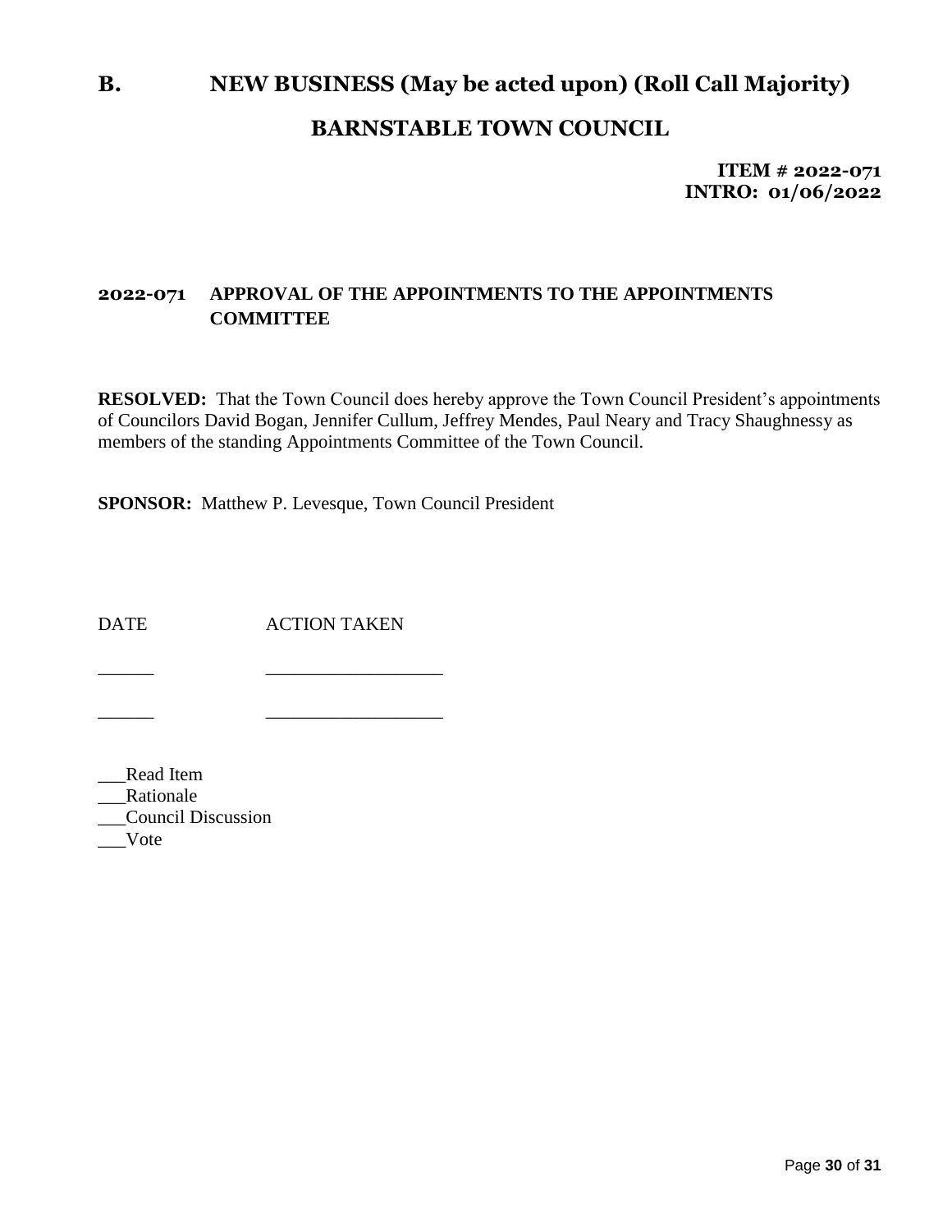# B. NEW BUSINESS (May be acted upon) (Roll Call Majority)

## BARNSTABLE TOWN COUNCIL

**ITEM # 2022-071**
**INTRO: 01/06/2022**

### 2022-071 APPROVAL OF THE APPOINTMENTS TO THE APPOINTMENTS COMMITTEE

**RESOLVED:** That the Town Council does hereby approve the Town Council President's appointments of Councilors David Bogan, Jennifer Cullum, Jeffrey Mendes, Paul Neary and Tracy Shaughnessy as members of the standing Appointments Committee of the Town Council.

**SPONSOR:** Matthew P. Levesque, Town Council President

| DATE | ACTION TAKEN |
|---|---|
| ______ | __________________ |
| ______ | __________________ |

___Read Item
___Rationale
___Council Discussion
___Vote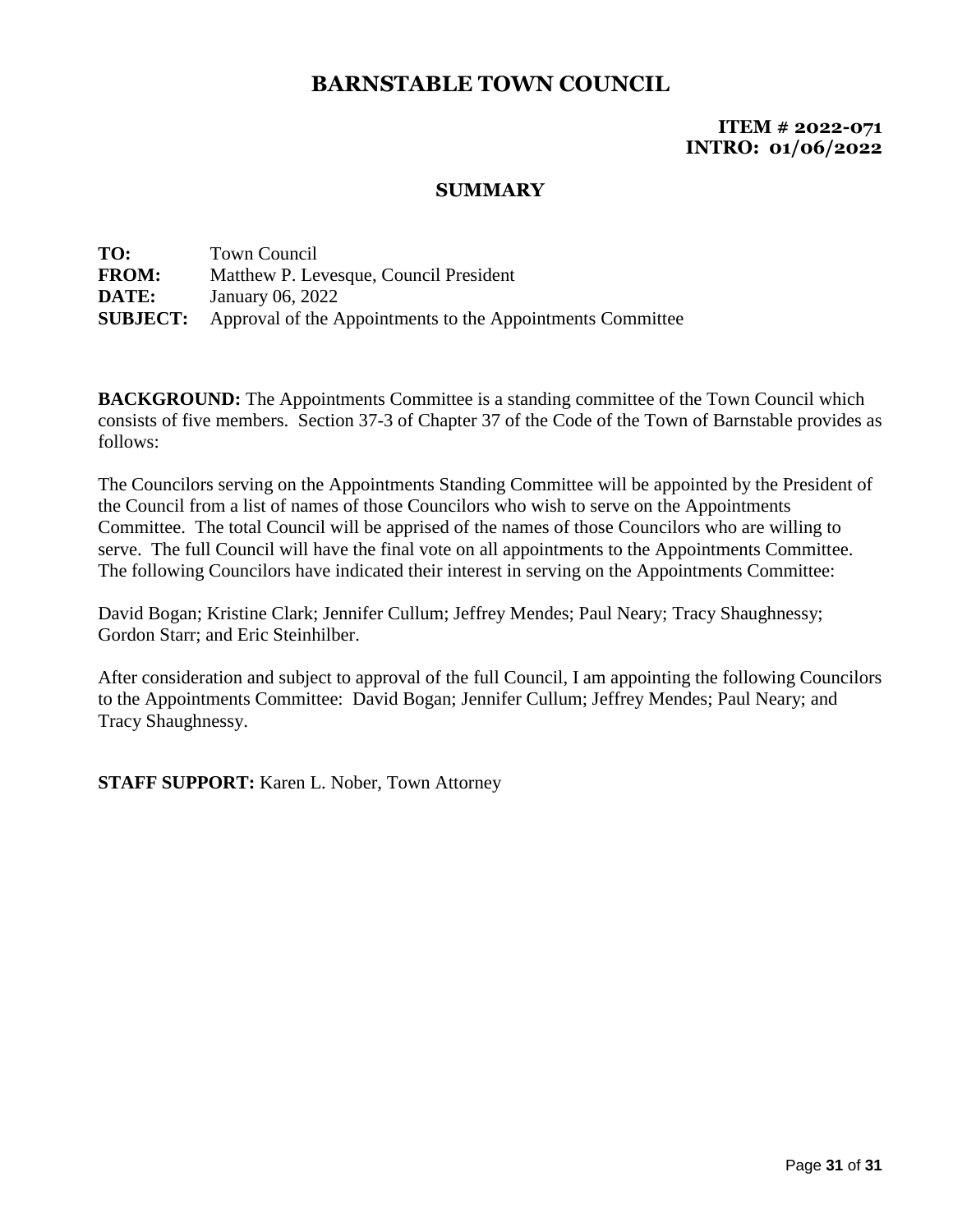# BARNSTABLE TOWN COUNCIL

**ITEM # 2022-071**
**INTRO: 01/06/2022**

## SUMMARY

**TO:** Town Council
**FROM:** Matthew P. Levesque, Council President
**DATE:** January 06, 2022
**SUBJECT:** Approval of the Appointments to the Appointments Committee

**BACKGROUND:** The Appointments Committee is a standing committee of the Town Council which consists of five members. Section 37-3 of Chapter 37 of the Code of the Town of Barnstable provides as follows:

The Councilors serving on the Appointments Standing Committee will be appointed by the President of the Council from a list of names of those Councilors who wish to serve on the Appointments Committee. The total Council will be apprised of the names of those Councilors who are willing to serve. The full Council will have the final vote on all appointments to the Appointments Committee. The following Councilors have indicated their interest in serving on the Appointments Committee:

David Bogan; Kristine Clark; Jennifer Cullum; Jeffrey Mendes; Paul Neary; Tracy Shaughnessy; Gordon Starr; and Eric Steinhilber.

After consideration and subject to approval of the full Council, I am appointing the following Councilors to the Appointments Committee: David Bogan; Jennifer Cullum; Jeffrey Mendes; Paul Neary; and Tracy Shaughnessy.

**STAFF SUPPORT:** Karen L. Nober, Town Attorney